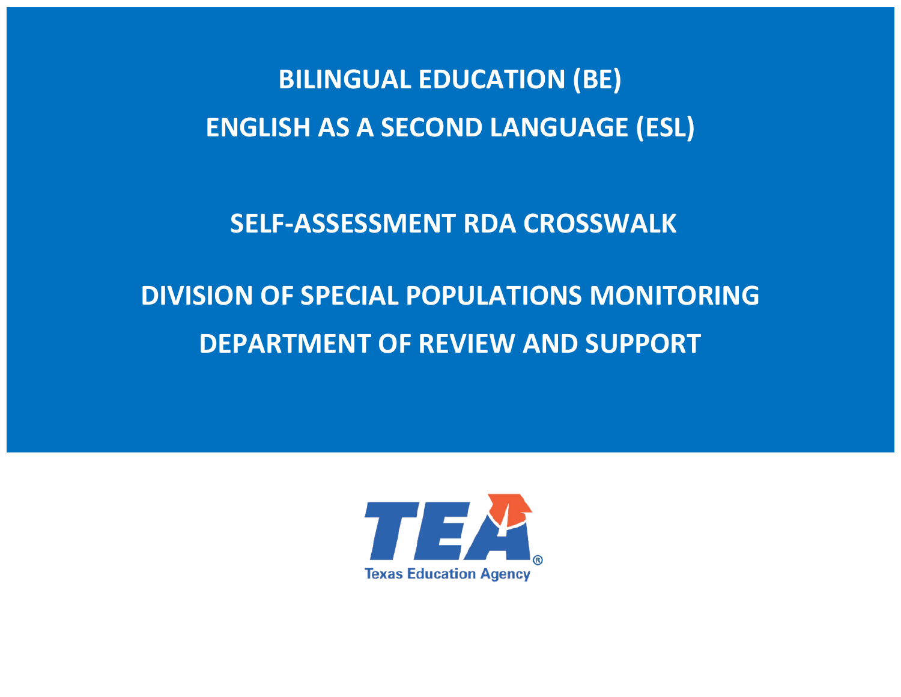# BILINGUAL EDUCATION (BE)

# ENGLISH AS A SECOND LANGUAGE (ESL)

## SELF-ASSESSMENT RDA CROSSWALK

## DIVISION OF SPECIAL POPULATIONS MONITORING

## DEPARTMENT OF REVIEW AND SUPPORT

Texas Education Agency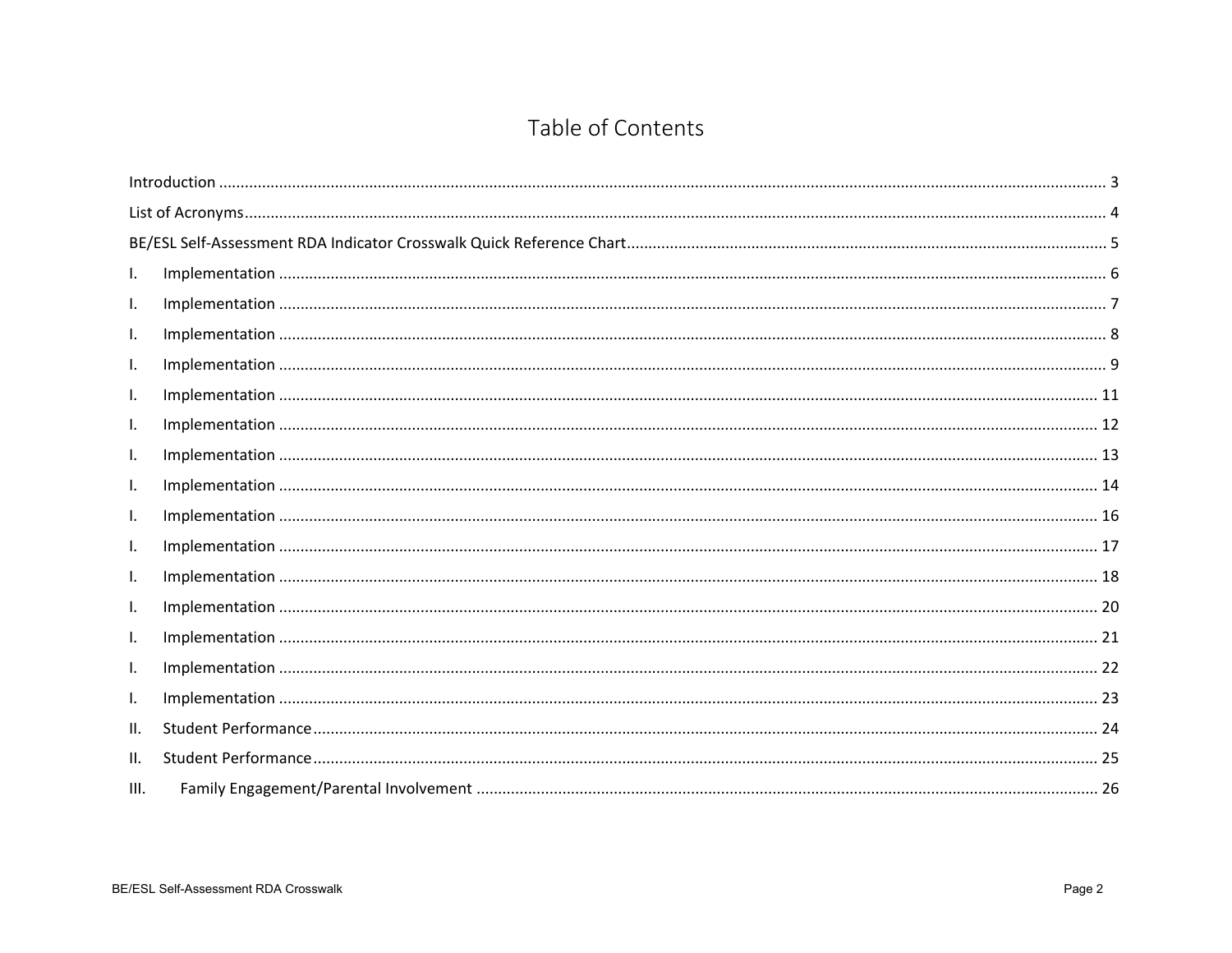# Table of Contents

Introduction ........................................................................................................ 3

List of Acronyms ................................................................................................. 4

BE/ESL Self-Assessment RDA Indicator Crosswalk Quick Reference Chart .................... 5

I. Implementation ................................................................................................ 6

I. Implementation ................................................................................................ 7

I. Implementation ................................................................................................ 8

I. Implementation ................................................................................................ 9

I. Implementation ................................................................................................ 11

I. Implementation ................................................................................................ 12

I. Implementation ................................................................................................ 13

I. Implementation ................................................................................................ 14

I. Implementation ................................................................................................ 16

I. Implementation ................................................................................................ 17

I. Implementation ................................................................................................ 18

I. Implementation ................................................................................................ 20

I. Implementation ................................................................................................ 21

I. Implementation ................................................................................................ 22

I. Implementation ................................................................................................ 23

II. Student Performance ....................................................................................... 24

II. Student Performance ....................................................................................... 25

III. Family Engagement/Parental Involvement ........................................................ 26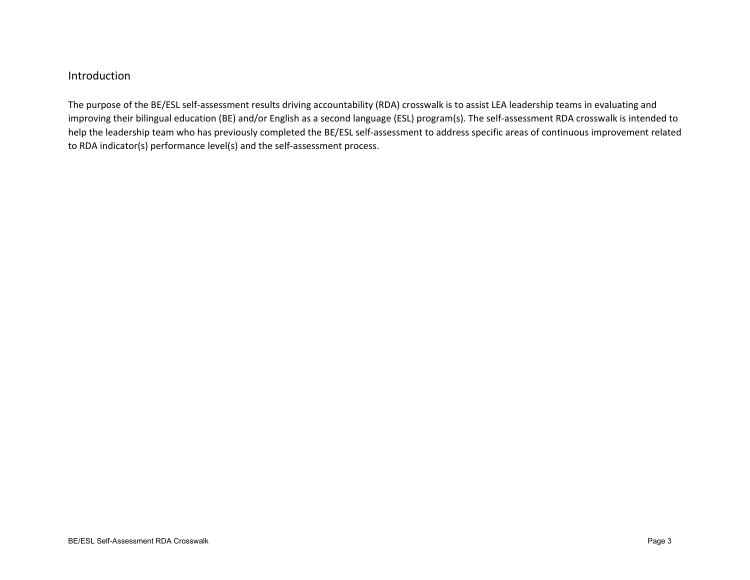## Introduction

The purpose of the BE/ESL self-assessment results driving accountability (RDA) crosswalk is to assist LEA leadership teams in evaluating and improving their bilingual education (BE) and/or English as a second language (ESL) program(s). The self-assessment RDA crosswalk is intended to help the leadership team who has previously completed the BE/ESL self-assessment to address specific areas of continuous improvement related to RDA indicator(s) performance level(s) and the self-assessment process.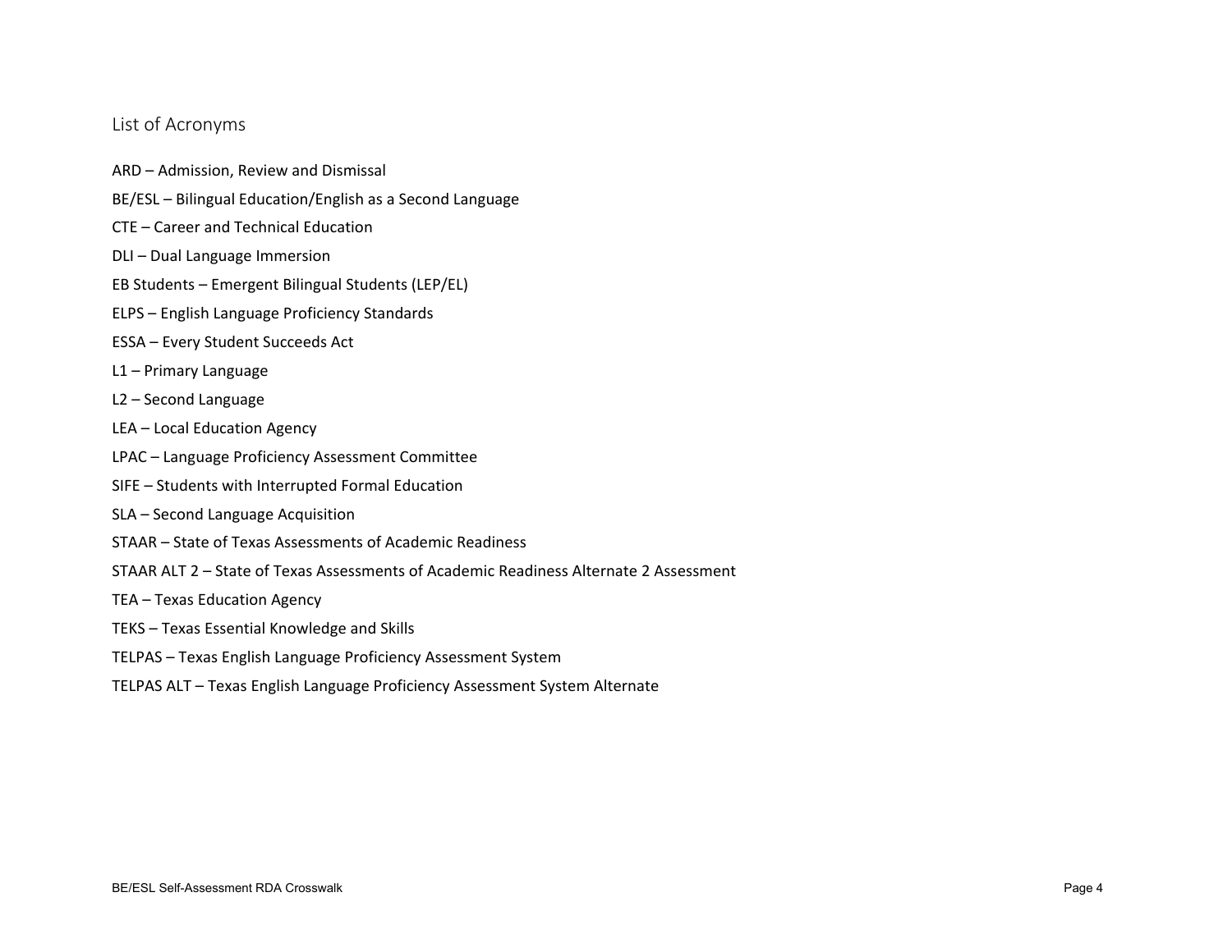## List of Acronyms

ARD – Admission, Review and Dismissal

BE/ESL – Bilingual Education/English as a Second Language

CTE – Career and Technical Education

DLI – Dual Language Immersion

EB Students – Emergent Bilingual Students (LEP/EL)

ELPS – English Language Proficiency Standards

ESSA – Every Student Succeeds Act

L1 – Primary Language

L2 – Second Language

LEA – Local Education Agency

LPAC – Language Proficiency Assessment Committee

SIFE – Students with Interrupted Formal Education

SLA – Second Language Acquisition

STAAR – State of Texas Assessments of Academic Readiness

STAAR ALT 2 – State of Texas Assessments of Academic Readiness Alternate 2 Assessment

TEA – Texas Education Agency

TEKS – Texas Essential Knowledge and Skills

TELPAS – Texas English Language Proficiency Assessment System

TELPAS ALT – Texas English Language Proficiency Assessment System Alternate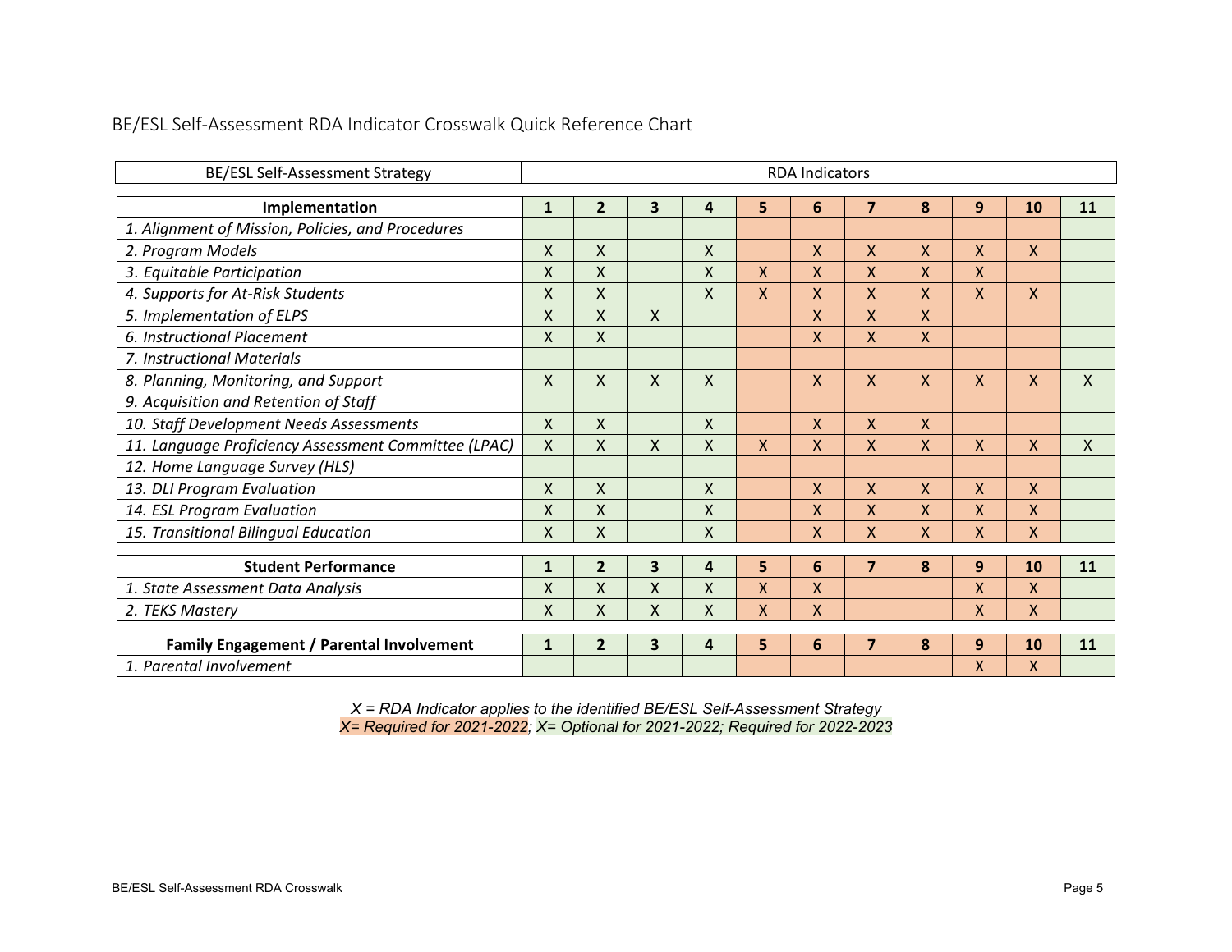## BE/ESL Self-Assessment RDA Indicator Crosswalk Quick Reference Chart

| BE/ESL Self-Assessment Strategy | RDA Indicators | | | | | | | | | | |
|---|---|---|---|---|---|---|---|---|---|---|---|
| **Implementation** | **1** | **2** | **3** | **4** | **5** | **6** | **7** | **8** | **9** | **10** | **11** |
| *1. Alignment of Mission, Policies, and Procedures* | | | | | | | | | | | |
| *2. Program Models* | X | X | | X | | X | X | X | X | X | |
| *3. Equitable Participation* | X | X | | X | X | X | X | X | X | | |
| *4. Supports for At-Risk Students* | X | X | | X | X | X | X | X | X | X | |
| *5. Implementation of ELPS* | X | X | X | | | X | X | X | | | |
| *6. Instructional Placement* | X | X | | | | X | X | X | | | |
| *7. Instructional Materials* | | | | | | | | | | | |
| *8. Planning, Monitoring, and Support* | X | X | X | X | | X | X | X | X | X | X |
| *9. Acquisition and Retention of Staff* | | | | | | | | | | | |
| *10. Staff Development Needs Assessments* | X | X | | X | | X | X | X | | | |
| *11. Language Proficiency Assessment Committee (LPAC)* | X | X | X | X | X | X | X | X | X | X | X |
| *12. Home Language Survey (HLS)* | | | | | | | | | | | |
| *13. DLI Program Evaluation* | X | X | | X | | X | X | X | X | X | |
| *14. ESL Program Evaluation* | X | X | | X | | X | X | X | X | X | |
| *15. Transitional Bilingual Education* | X | X | | X | | X | X | X | X | X | |
| **Student Performance** | **1** | **2** | **3** | **4** | **5** | **6** | **7** | **8** | **9** | **10** | **11** |
| *1. State Assessment Data Analysis* | X | X | X | X | X | X | | | X | X | |
| *2. TEKS Mastery* | X | X | X | X | X | X | | | X | X | |
| **Family Engagement / Parental Involvement** | **1** | **2** | **3** | **4** | **5** | **6** | **7** | **8** | **9** | **10** | **11** |
| *1. Parental Involvement* | | | | | | | | | X | X | |

*X = RDA Indicator applies to the identified BE/ESL Self-Assessment Strategy*

*X= Required for 2021-2022; X= Optional for 2021-2022; Required for 2022-2023*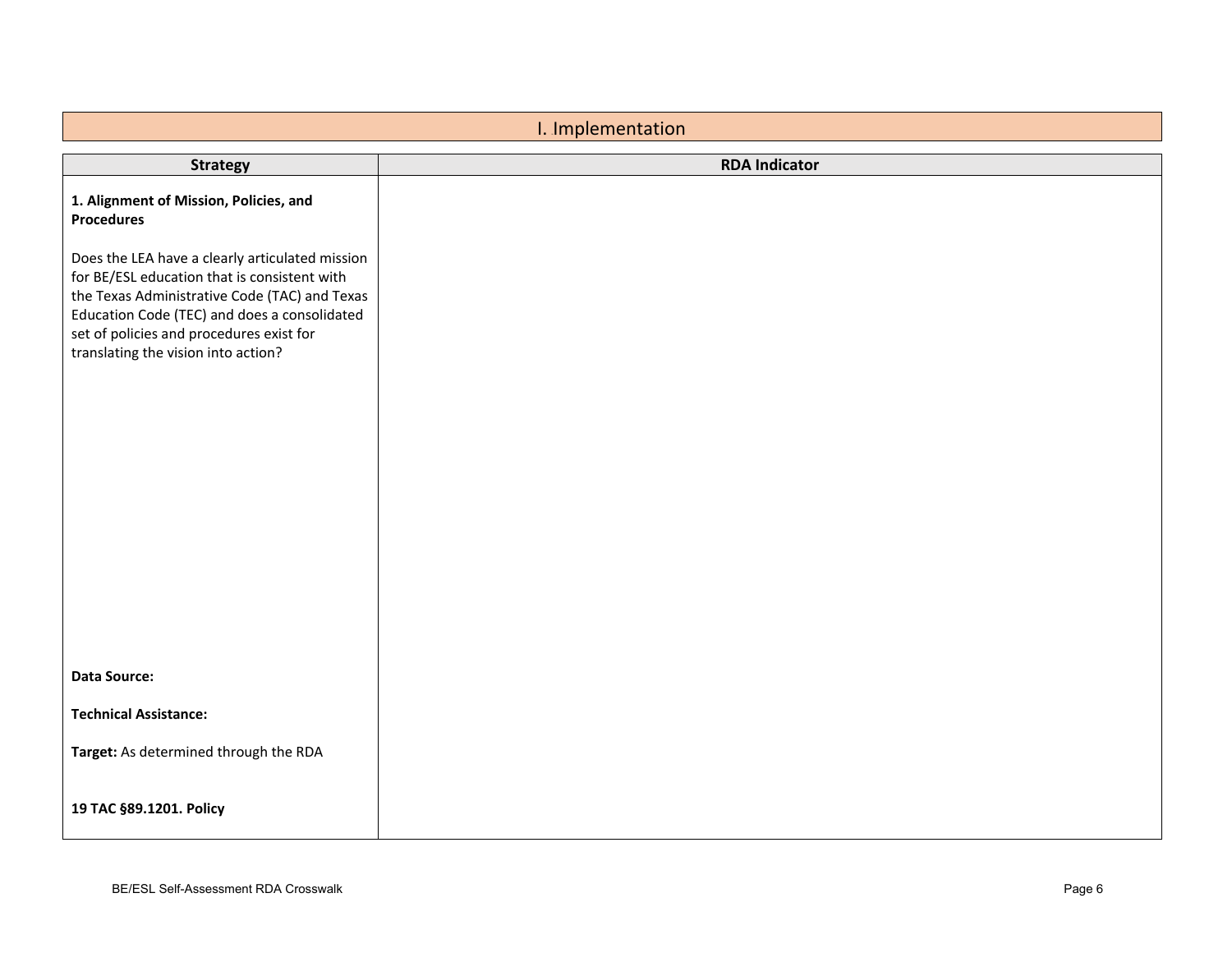# I. Implementation

| Strategy | RDA Indicator |
|---|---|
| **1. Alignment of Mission, Policies, and Procedures**<br><br>Does the LEA have a clearly articulated mission for BE/ESL education that is consistent with the Texas Administrative Code (TAC) and Texas Education Code (TEC) and does a consolidated set of policies and procedures exist for translating the vision into action?<br><br>**Data Source:**<br><br>**Technical Assistance:**<br><br>**Target:** As determined through the RDA<br><br>**19 TAC §89.1201. Policy** | |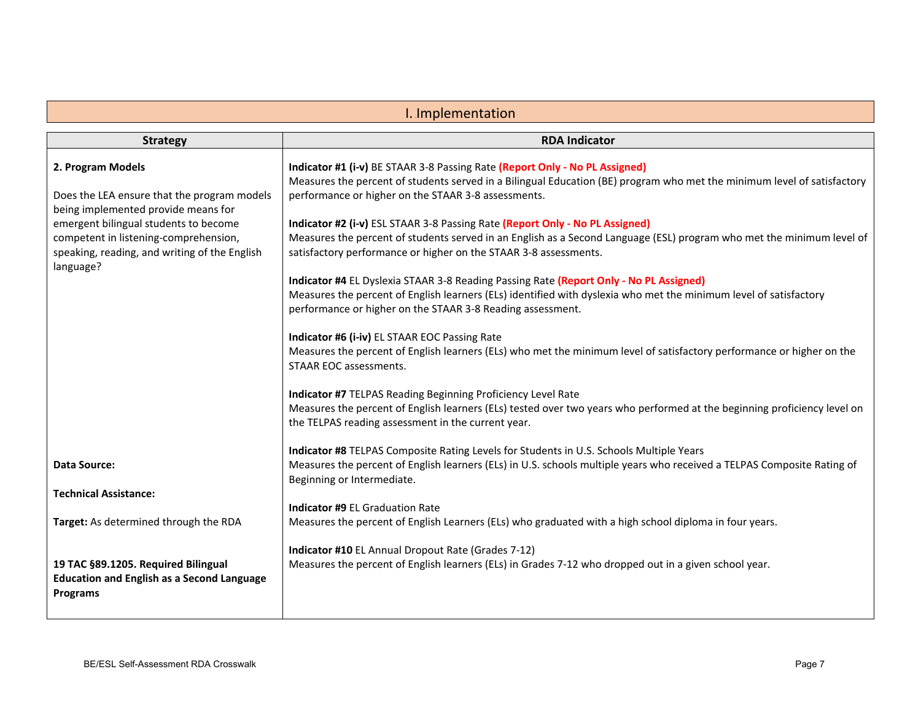## I. Implementation

| Strategy | RDA Indicator |
|---|---|
| **2. Program Models**<br><br>Does the LEA ensure that the program models being implemented provide means for emergent bilingual students to become competent in listening-comprehension, speaking, reading, and writing of the English language?<br><br>**Data Source:**<br><br>**Technical Assistance:**<br><br>**Target:** As determined through the RDA<br><br>**19 TAC §89.1205. Required Bilingual Education and English as a Second Language Programs** | **Indicator #1 (i-v)** BE STAAR 3-8 Passing Rate **(Report Only - No PL Assigned)**<br>Measures the percent of students served in a Bilingual Education (BE) program who met the minimum level of satisfactory performance or higher on the STAAR 3-8 assessments.<br><br>**Indicator #2 (i-v)** ESL STAAR 3-8 Passing Rate **(Report Only - No PL Assigned)**<br>Measures the percent of students served in an English as a Second Language (ESL) program who met the minimum level of satisfactory performance or higher on the STAAR 3-8 assessments.<br><br>**Indicator #4** EL Dyslexia STAAR 3-8 Reading Passing Rate **(Report Only - No PL Assigned)**<br>Measures the percent of English learners (ELs) identified with dyslexia who met the minimum level of satisfactory performance or higher on the STAAR 3-8 Reading assessment.<br><br>**Indicator #6 (i-iv)** EL STAAR EOC Passing Rate<br>Measures the percent of English learners (ELs) who met the minimum level of satisfactory performance or higher on the STAAR EOC assessments.<br><br>**Indicator #7** TELPAS Reading Beginning Proficiency Level Rate<br>Measures the percent of English learners (ELs) tested over two years who performed at the beginning proficiency level on the TELPAS reading assessment in the current year.<br><br>**Indicator #8** TELPAS Composite Rating Levels for Students in U.S. Schools Multiple Years<br>Measures the percent of English learners (ELs) in U.S. schools multiple years who received a TELPAS Composite Rating of Beginning or Intermediate.<br><br>**Indicator #9** EL Graduation Rate<br>Measures the percent of English Learners (ELs) who graduated with a high school diploma in four years.<br><br>**Indicator #10** EL Annual Dropout Rate (Grades 7-12)<br>Measures the percent of English learners (ELs) in Grades 7-12 who dropped out in a given school year. |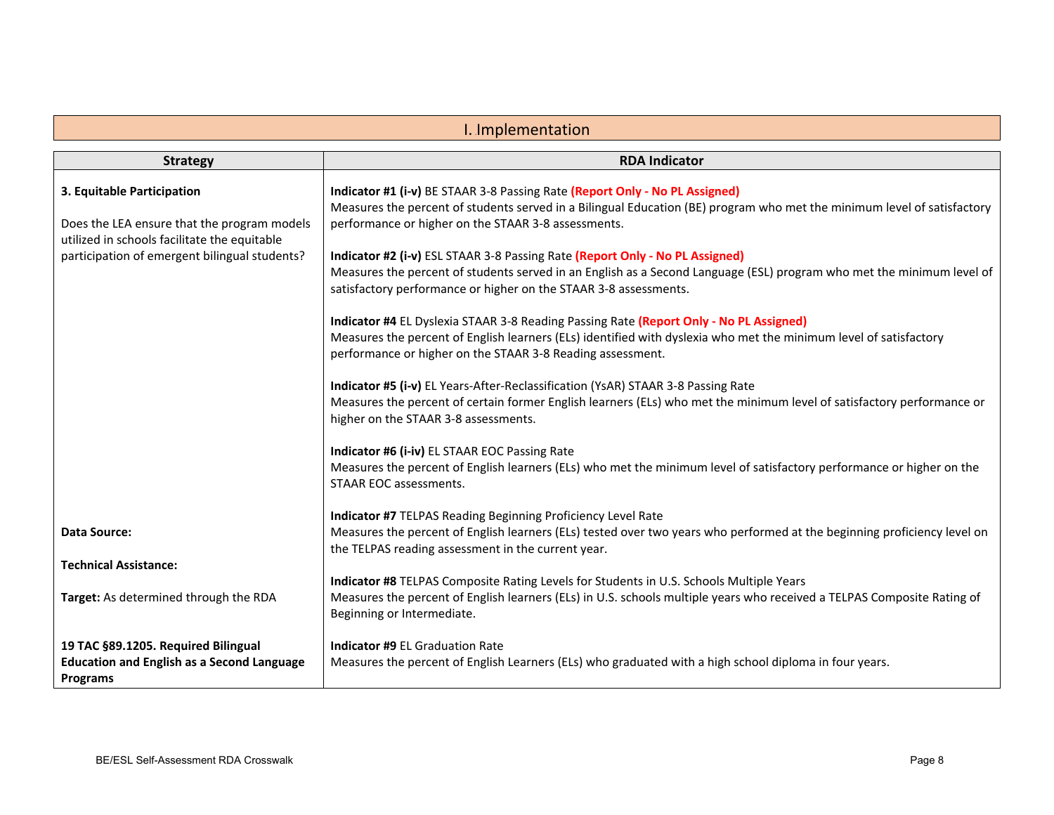## I. Implementation

| Strategy | RDA Indicator |
|---|---|
| **3. Equitable Participation**<br><br>Does the LEA ensure that the program models utilized in schools facilitate the equitable participation of emergent bilingual students?<br><br>**Data Source:**<br><br>**Technical Assistance:**<br><br>**Target:** As determined through the RDA<br><br>**19 TAC §89.1205. Required Bilingual Education and English as a Second Language Programs** | **Indicator #1 (i-v)** BE STAAR 3-8 Passing Rate **(Report Only - No PL Assigned)**<br>Measures the percent of students served in a Bilingual Education (BE) program who met the minimum level of satisfactory performance or higher on the STAAR 3-8 assessments.<br><br>**Indicator #2 (i-v)** ESL STAAR 3-8 Passing Rate **(Report Only - No PL Assigned)**<br>Measures the percent of students served in an English as a Second Language (ESL) program who met the minimum level of satisfactory performance or higher on the STAAR 3-8 assessments.<br><br>**Indicator #4** EL Dyslexia STAAR 3-8 Reading Passing Rate **(Report Only - No PL Assigned)**<br>Measures the percent of English learners (ELs) identified with dyslexia who met the minimum level of satisfactory performance or higher on the STAAR 3-8 Reading assessment.<br><br>**Indicator #5 (i-v)** EL Years-After-Reclassification (YsAR) STAAR 3-8 Passing Rate<br>Measures the percent of certain former English learners (ELs) who met the minimum level of satisfactory performance or higher on the STAAR 3-8 assessments.<br><br>**Indicator #6 (i-iv)** EL STAAR EOC Passing Rate<br>Measures the percent of English learners (ELs) who met the minimum level of satisfactory performance or higher on the STAAR EOC assessments.<br><br>**Indicator #7** TELPAS Reading Beginning Proficiency Level Rate<br>Measures the percent of English learners (ELs) tested over two years who performed at the beginning proficiency level on the TELPAS reading assessment in the current year.<br><br>**Indicator #8** TELPAS Composite Rating Levels for Students in U.S. Schools Multiple Years<br>Measures the percent of English learners (ELs) in U.S. schools multiple years who received a TELPAS Composite Rating of Beginning or Intermediate.<br><br>**Indicator #9** EL Graduation Rate<br>Measures the percent of English Learners (ELs) who graduated with a high school diploma in four years. |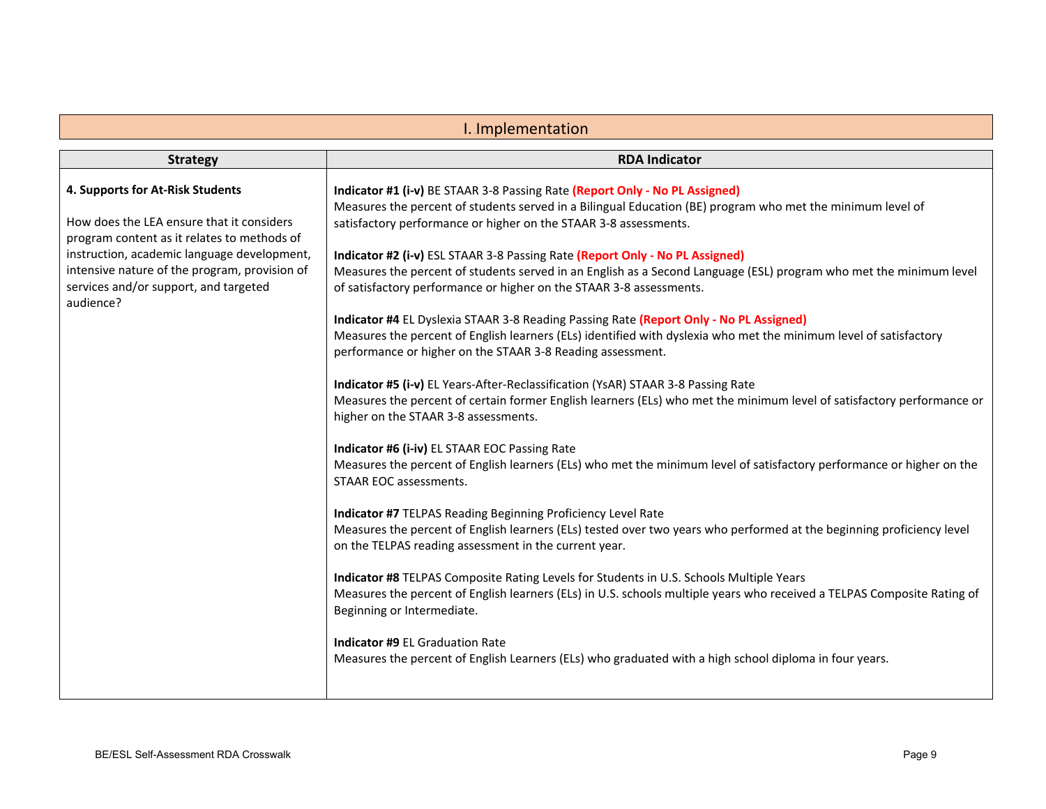# I. Implementation

| Strategy | RDA Indicator |
| --- | --- |
| **4. Supports for At-Risk Students**<br><br>How does the LEA ensure that it considers program content as it relates to methods of instruction, academic language development, intensive nature of the program, provision of services and/or support, and targeted audience? | **Indicator #1 (i-v)** BE STAAR 3-8 Passing Rate **(Report Only - No PL Assigned)**<br>Measures the percent of students served in a Bilingual Education (BE) program who met the minimum level of satisfactory performance or higher on the STAAR 3-8 assessments.<br><br>**Indicator #2 (i-v)** ESL STAAR 3-8 Passing Rate **(Report Only - No PL Assigned)**<br>Measures the percent of students served in an English as a Second Language (ESL) program who met the minimum level of satisfactory performance or higher on the STAAR 3-8 assessments.<br><br>**Indicator #4** EL Dyslexia STAAR 3-8 Reading Passing Rate **(Report Only - No PL Assigned)**<br>Measures the percent of English learners (ELs) identified with dyslexia who met the minimum level of satisfactory performance or higher on the STAAR 3-8 Reading assessment.<br><br>**Indicator #5 (i-v)** EL Years-After-Reclassification (YsAR) STAAR 3-8 Passing Rate<br>Measures the percent of certain former English learners (ELs) who met the minimum level of satisfactory performance or higher on the STAAR 3-8 assessments.<br><br>**Indicator #6 (i-iv)** EL STAAR EOC Passing Rate<br>Measures the percent of English learners (ELs) who met the minimum level of satisfactory performance or higher on the STAAR EOC assessments.<br><br>**Indicator #7** TELPAS Reading Beginning Proficiency Level Rate<br>Measures the percent of English learners (ELs) tested over two years who performed at the beginning proficiency level on the TELPAS reading assessment in the current year.<br><br>**Indicator #8** TELPAS Composite Rating Levels for Students in U.S. Schools Multiple Years<br>Measures the percent of English learners (ELs) in U.S. schools multiple years who received a TELPAS Composite Rating of Beginning or Intermediate.<br><br>**Indicator #9** EL Graduation Rate<br>Measures the percent of English Learners (ELs) who graduated with a high school diploma in four years. |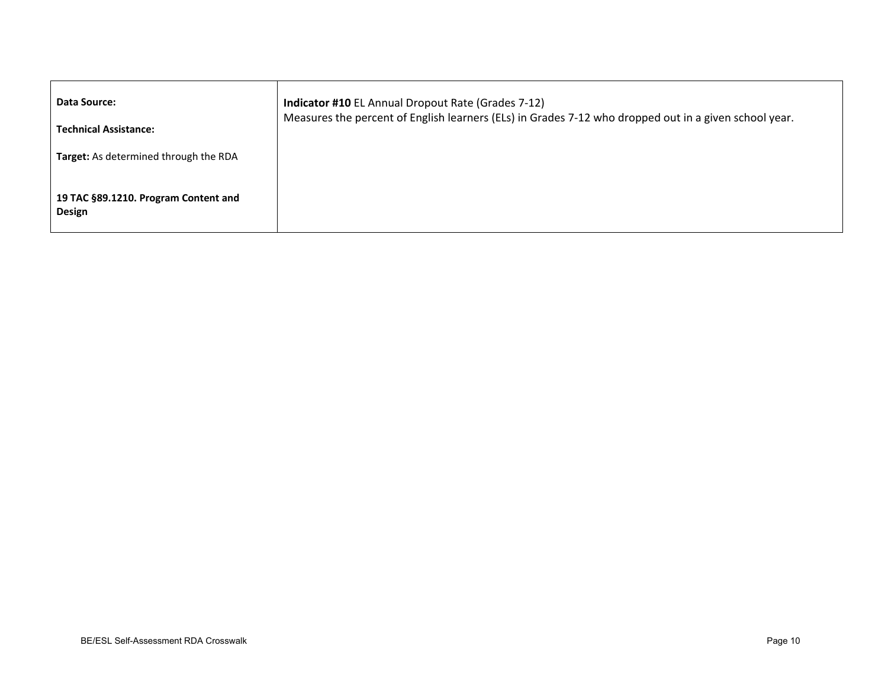| **Data Source:**<br><br>**Technical Assistance:**<br><br>**Target:** As determined through the RDA<br><br>**19 TAC §89.1210. Program Content and Design** | **Indicator #10** EL Annual Dropout Rate (Grades 7-12)<br>Measures the percent of English learners (ELs) in Grades 7-12 who dropped out in a given school year. |
|---|---|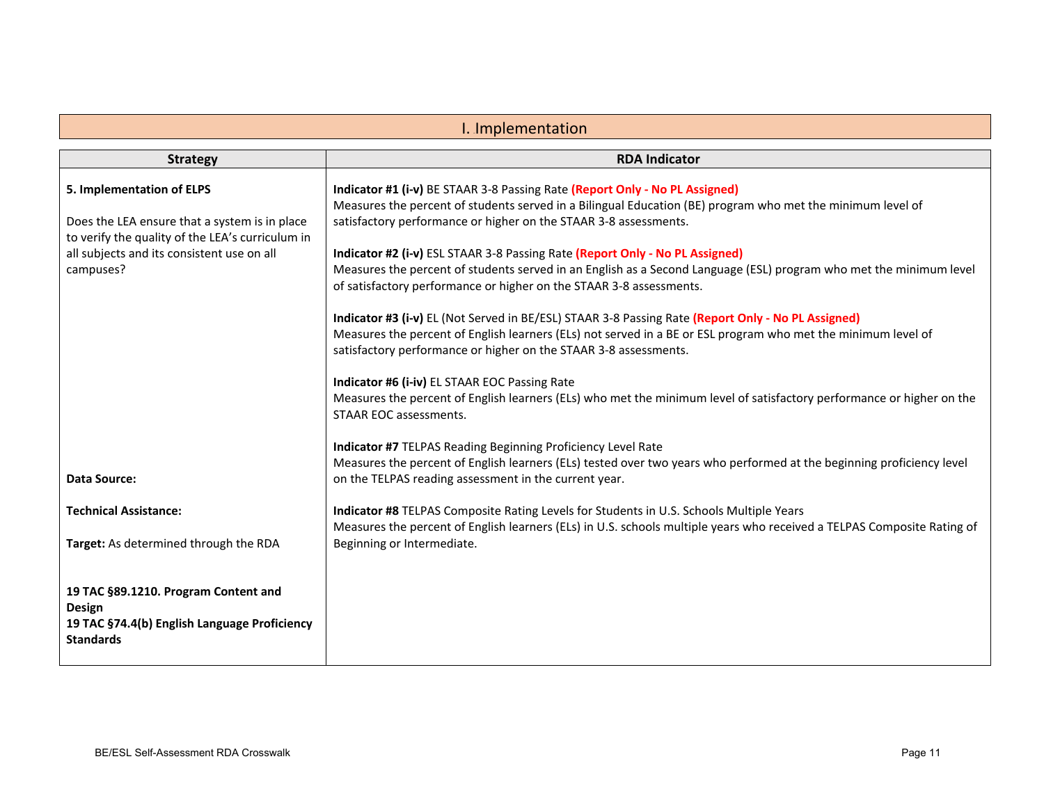# I. Implementation

| Strategy | RDA Indicator |
|---|---|
| **5. Implementation of ELPS**<br><br>Does the LEA ensure that a system is in place to verify the quality of the LEA's curriculum in all subjects and its consistent use on all campuses?<br><br>**Data Source:**<br><br>**Technical Assistance:**<br><br>**Target:** As determined through the RDA<br><br>**19 TAC §89.1210. Program Content and Design**<br>**19 TAC §74.4(b) English Language Proficiency Standards** | **Indicator #1 (i-v)** BE STAAR 3-8 Passing Rate **(Report Only - No PL Assigned)**<br>Measures the percent of students served in a Bilingual Education (BE) program who met the minimum level of satisfactory performance or higher on the STAAR 3-8 assessments.<br><br>**Indicator #2 (i-v)** ESL STAAR 3-8 Passing Rate **(Report Only - No PL Assigned)**<br>Measures the percent of students served in an English as a Second Language (ESL) program who met the minimum level of satisfactory performance or higher on the STAAR 3-8 assessments.<br><br>**Indicator #3 (i-v)** EL (Not Served in BE/ESL) STAAR 3-8 Passing Rate **(Report Only - No PL Assigned)**<br>Measures the percent of English learners (ELs) not served in a BE or ESL program who met the minimum level of satisfactory performance or higher on the STAAR 3-8 assessments.<br><br>**Indicator #6 (i-iv)** EL STAAR EOC Passing Rate<br>Measures the percent of English learners (ELs) who met the minimum level of satisfactory performance or higher on the STAAR EOC assessments.<br><br>**Indicator #7** TELPAS Reading Beginning Proficiency Level Rate<br>Measures the percent of English learners (ELs) tested over two years who performed at the beginning proficiency level on the TELPAS reading assessment in the current year.<br><br>**Indicator #8** TELPAS Composite Rating Levels for Students in U.S. Schools Multiple Years<br>Measures the percent of English learners (ELs) in U.S. schools multiple years who received a TELPAS Composite Rating of Beginning or Intermediate. |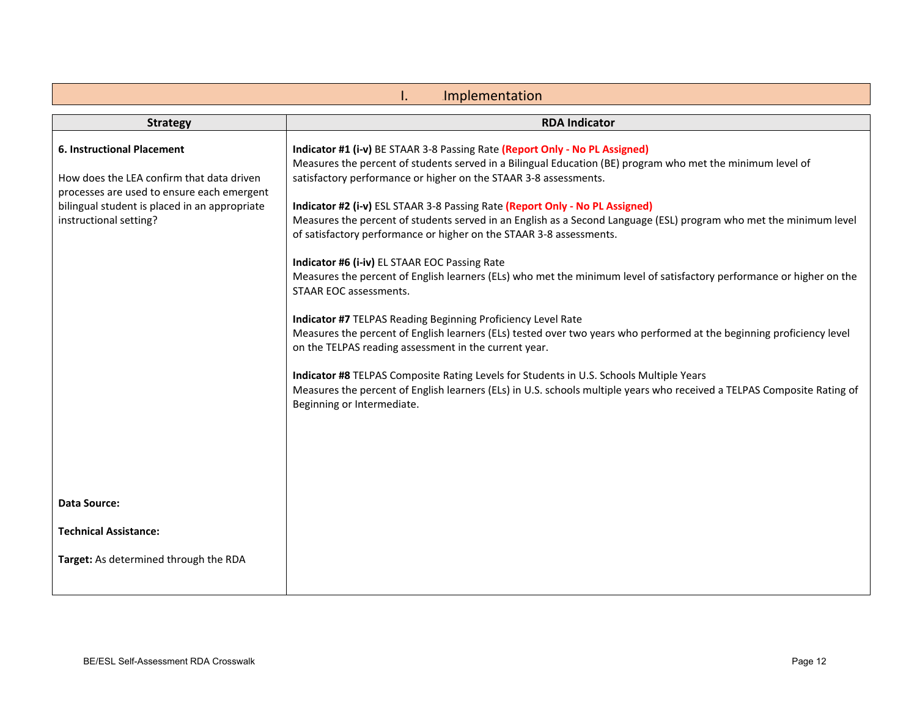# I. Implementation

| Strategy | RDA Indicator |
|---|---|
| **6. Instructional Placement**<br><br>How does the LEA confirm that data driven processes are used to ensure each emergent bilingual student is placed in an appropriate instructional setting?<br><br>**Data Source:**<br><br>**Technical Assistance:**<br><br>**Target:** As determined through the RDA | **Indicator #1 (i-v)** BE STAAR 3-8 Passing Rate **(Report Only - No PL Assigned)**<br>Measures the percent of students served in a Bilingual Education (BE) program who met the minimum level of satisfactory performance or higher on the STAAR 3-8 assessments.<br><br>**Indicator #2 (i-v)** ESL STAAR 3-8 Passing Rate **(Report Only - No PL Assigned)**<br>Measures the percent of students served in an English as a Second Language (ESL) program who met the minimum level of satisfactory performance or higher on the STAAR 3-8 assessments.<br><br>**Indicator #6 (i-iv)** EL STAAR EOC Passing Rate<br>Measures the percent of English learners (ELs) who met the minimum level of satisfactory performance or higher on the STAAR EOC assessments.<br><br>**Indicator #7** TELPAS Reading Beginning Proficiency Level Rate<br>Measures the percent of English learners (ELs) tested over two years who performed at the beginning proficiency level on the TELPAS reading assessment in the current year.<br><br>**Indicator #8** TELPAS Composite Rating Levels for Students in U.S. Schools Multiple Years<br>Measures the percent of English learners (ELs) in U.S. schools multiple years who received a TELPAS Composite Rating of Beginning or Intermediate. |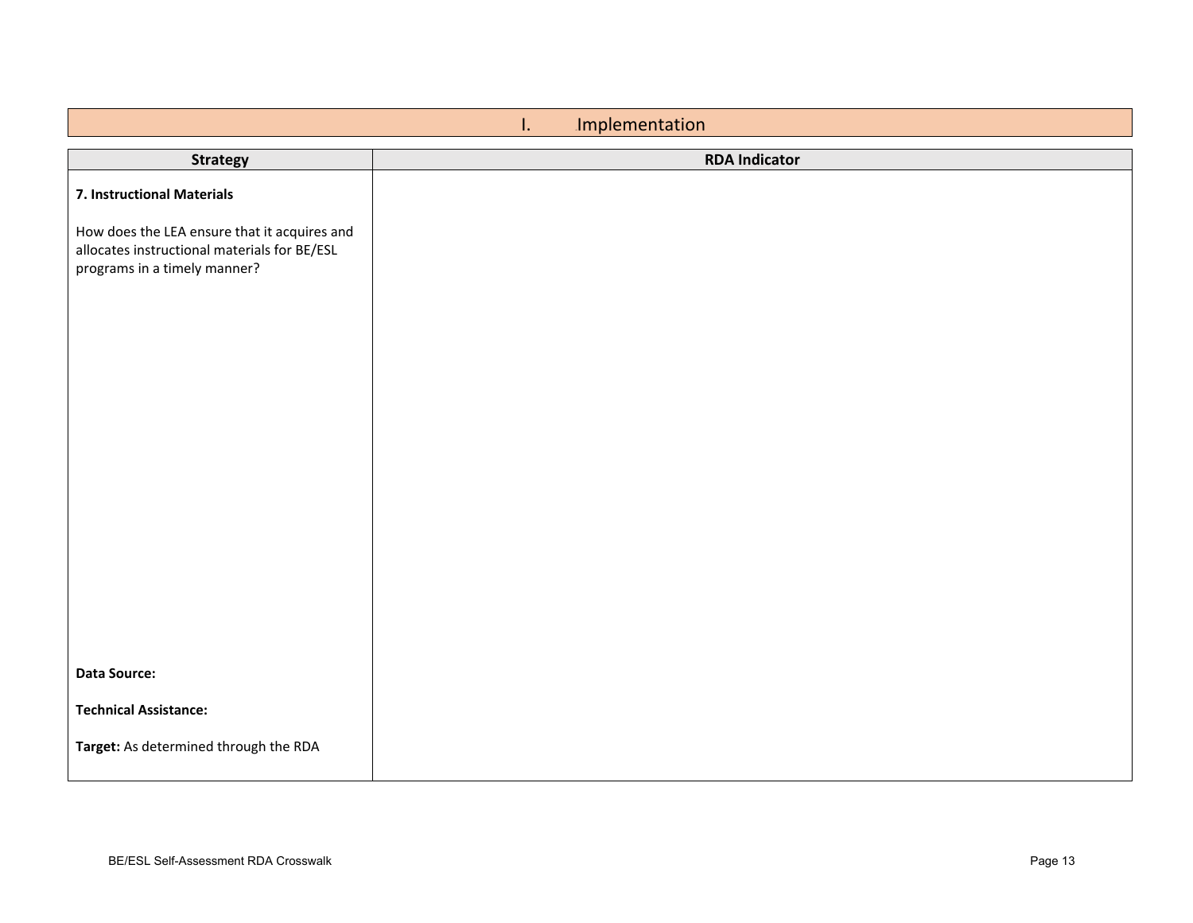# I. Implementation

| Strategy | RDA Indicator |
| --- | --- |
| **7. Instructional Materials**<br><br>How does the LEA ensure that it acquires and allocates instructional materials for BE/ESL programs in a timely manner?<br><br>**Data Source:**<br><br>**Technical Assistance:**<br><br>**Target:** As determined through the RDA | |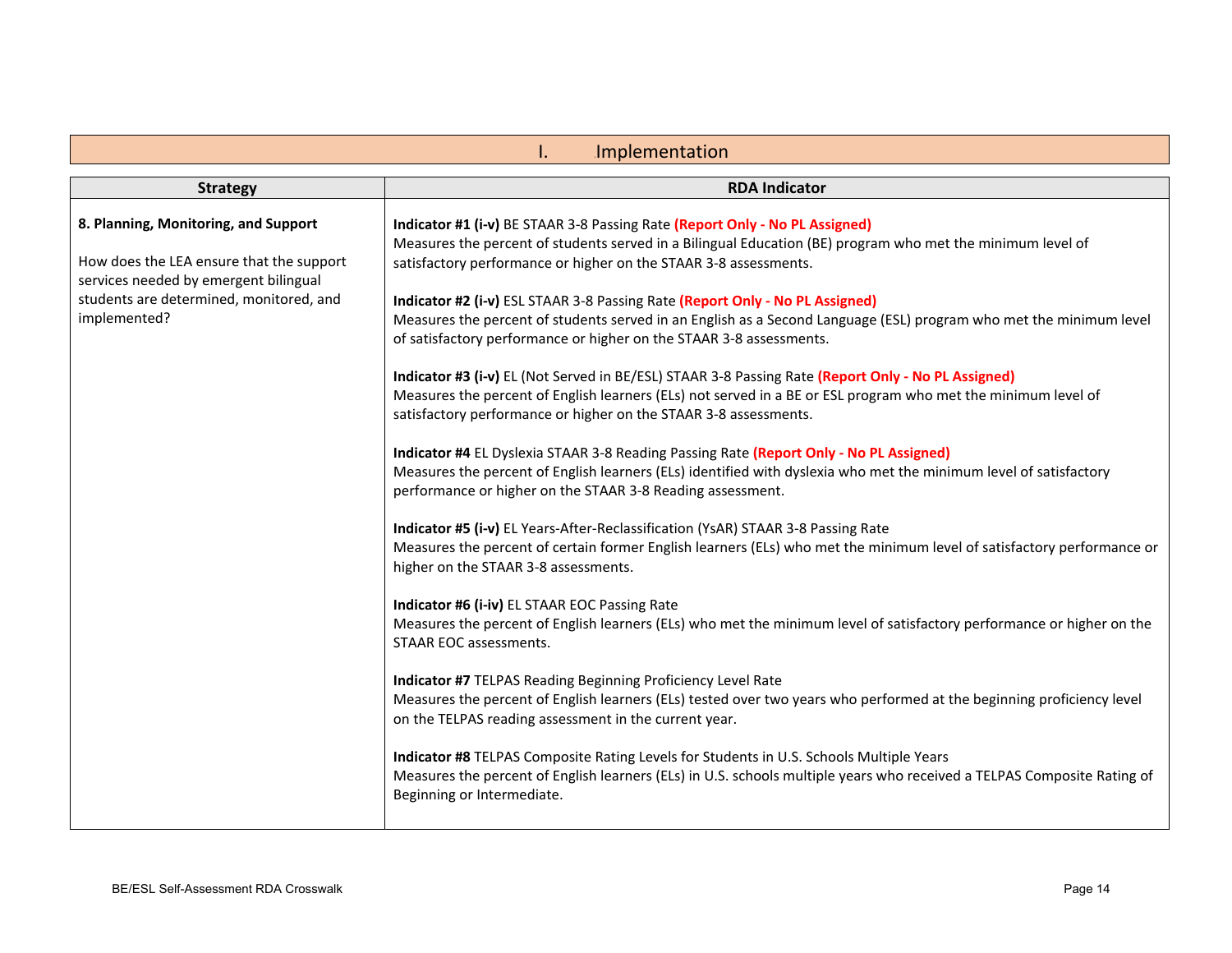## I. Implementation

| Strategy | RDA Indicator |
|---|---|
| **8. Planning, Monitoring, and Support**<br><br>How does the LEA ensure that the support services needed by emergent bilingual students are determined, monitored, and implemented? | **Indicator #1 (i-v)** BE STAAR 3-8 Passing Rate **(Report Only - No PL Assigned)**<br>Measures the percent of students served in a Bilingual Education (BE) program who met the minimum level of satisfactory performance or higher on the STAAR 3-8 assessments.<br><br>**Indicator #2 (i-v)** ESL STAAR 3-8 Passing Rate **(Report Only - No PL Assigned)**<br>Measures the percent of students served in an English as a Second Language (ESL) program who met the minimum level of satisfactory performance or higher on the STAAR 3-8 assessments.<br><br>**Indicator #3 (i-v)** EL (Not Served in BE/ESL) STAAR 3-8 Passing Rate **(Report Only - No PL Assigned)**<br>Measures the percent of English learners (ELs) not served in a BE or ESL program who met the minimum level of satisfactory performance or higher on the STAAR 3-8 assessments.<br><br>**Indicator #4** EL Dyslexia STAAR 3-8 Reading Passing Rate **(Report Only - No PL Assigned)**<br>Measures the percent of English learners (ELs) identified with dyslexia who met the minimum level of satisfactory performance or higher on the STAAR 3-8 Reading assessment.<br><br>**Indicator #5 (i-v)** EL Years-After-Reclassification (YsAR) STAAR 3-8 Passing Rate<br>Measures the percent of certain former English learners (ELs) who met the minimum level of satisfactory performance or higher on the STAAR 3-8 assessments.<br><br>**Indicator #6 (i-iv)** EL STAAR EOC Passing Rate<br>Measures the percent of English learners (ELs) who met the minimum level of satisfactory performance or higher on the STAAR EOC assessments.<br><br>**Indicator #7** TELPAS Reading Beginning Proficiency Level Rate<br>Measures the percent of English learners (ELs) tested over two years who performed at the beginning proficiency level on the TELPAS reading assessment in the current year.<br><br>**Indicator #8** TELPAS Composite Rating Levels for Students in U.S. Schools Multiple Years<br>Measures the percent of English learners (ELs) in U.S. schools multiple years who received a TELPAS Composite Rating of Beginning or Intermediate. |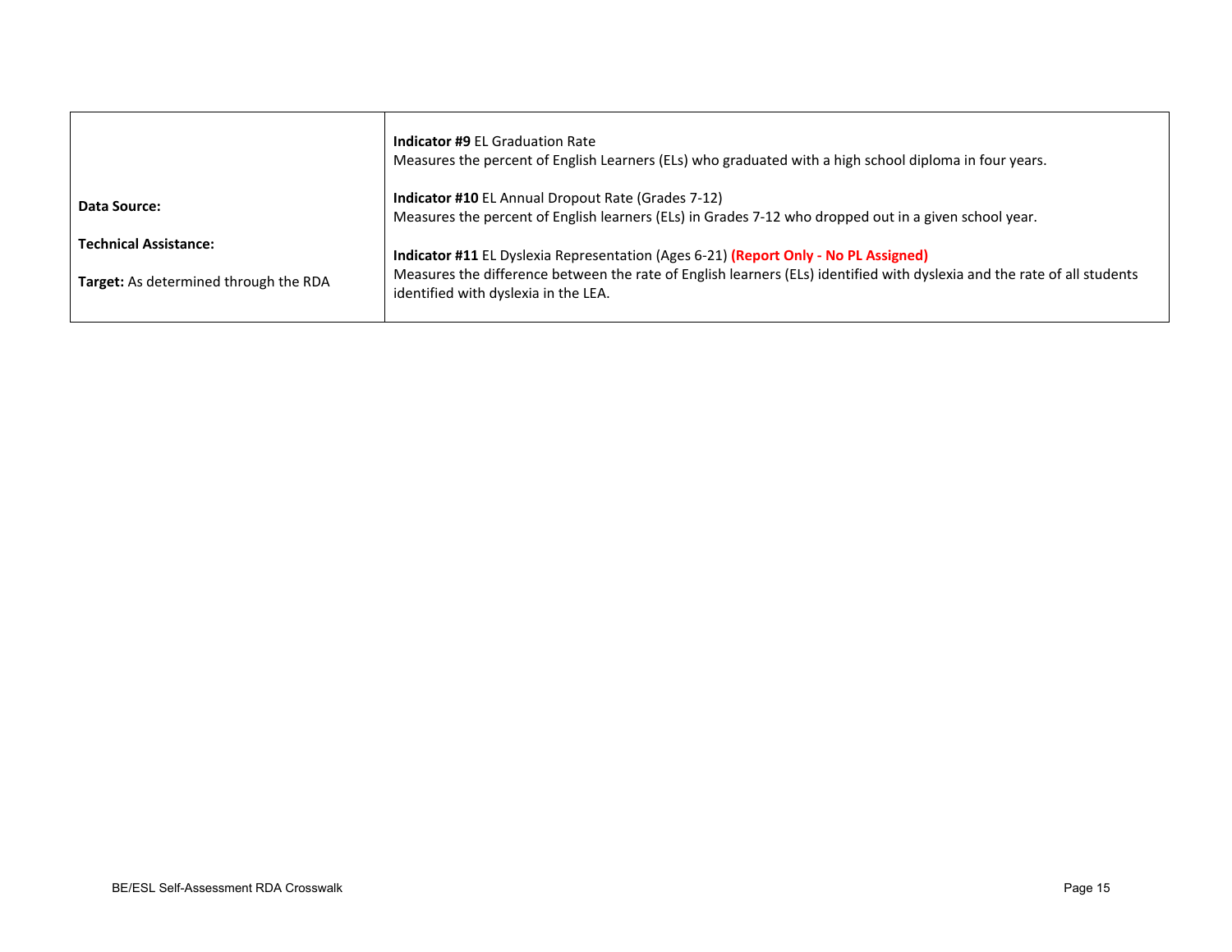| | |
|---|---|
| **Data Source:**<br><br>**Technical Assistance:**<br><br>**Target:** As determined through the RDA | **Indicator #9** EL Graduation Rate<br>Measures the percent of English Learners (ELs) who graduated with a high school diploma in four years.<br><br>**Indicator #10** EL Annual Dropout Rate (Grades 7-12)<br>Measures the percent of English learners (ELs) in Grades 7-12 who dropped out in a given school year.<br><br>**Indicator #11** EL Dyslexia Representation (Ages 6-21) **(Report Only - No PL Assigned)**<br>Measures the difference between the rate of English learners (ELs) identified with dyslexia and the rate of all students identified with dyslexia in the LEA. |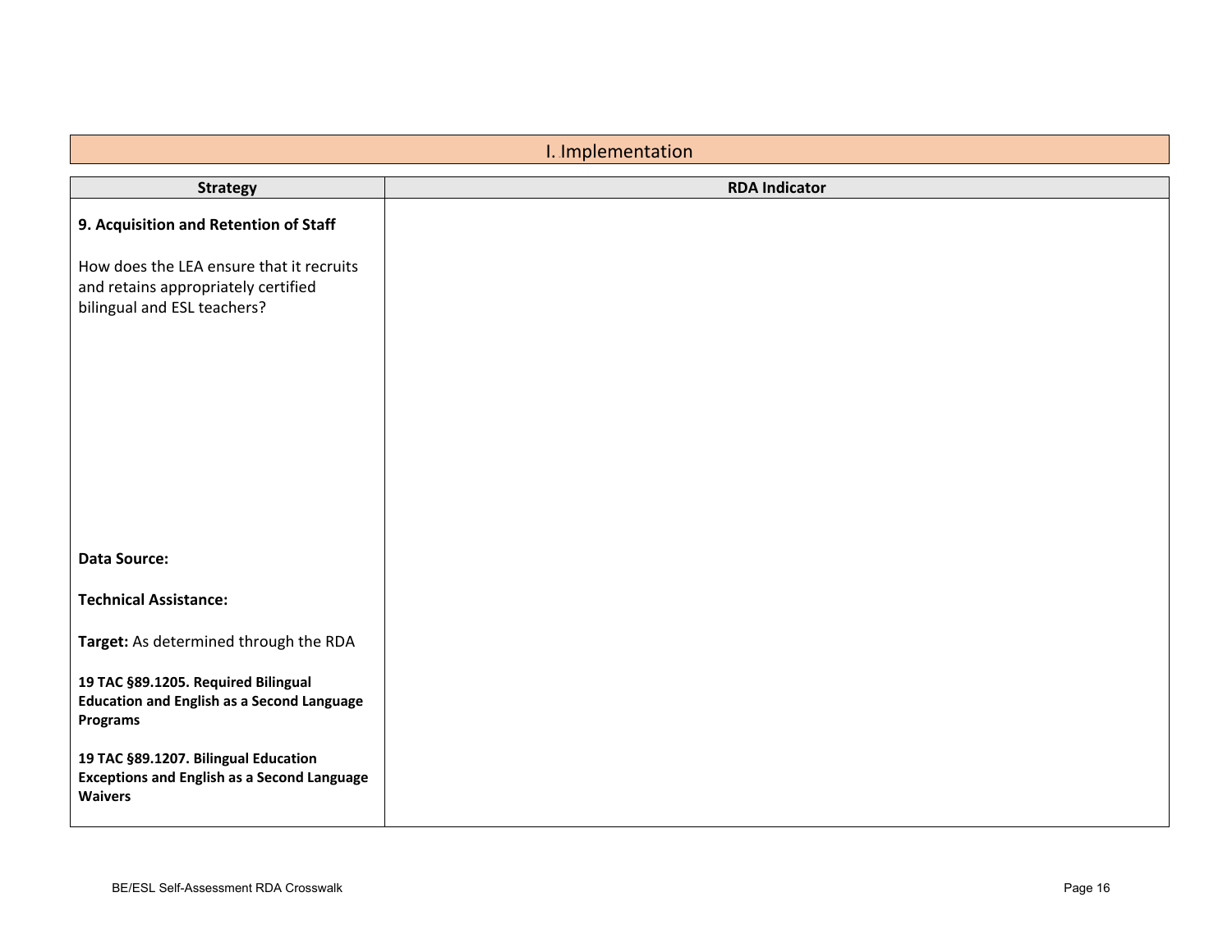## I. Implementation

| Strategy | RDA Indicator |
|---|---|
| **9. Acquisition and Retention of Staff**<br><br>How does the LEA ensure that it recruits and retains appropriately certified bilingual and ESL teachers?<br><br>**Data Source:**<br><br>**Technical Assistance:**<br><br>**Target:** As determined through the RDA<br><br>**19 TAC §89.1205. Required Bilingual Education and English as a Second Language Programs**<br><br>**19 TAC §89.1207. Bilingual Education Exceptions and English as a Second Language Waivers** | |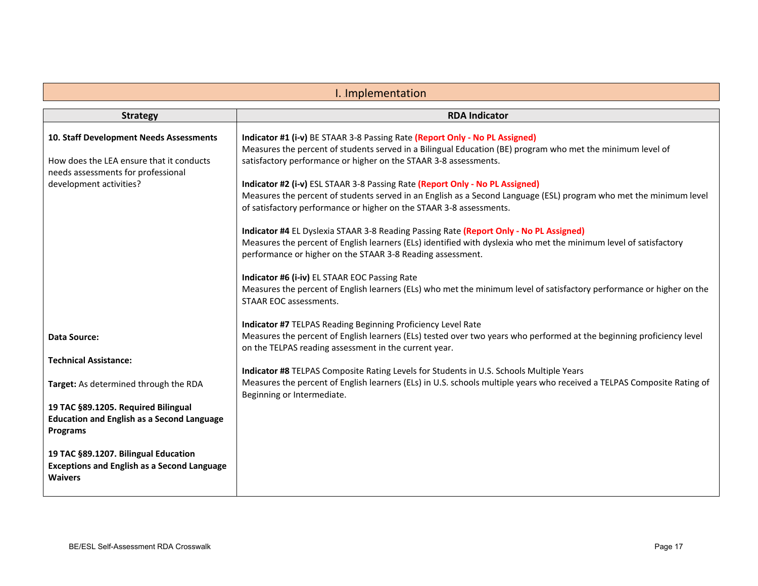## I. Implementation

| Strategy | RDA Indicator |
|---|---|
| **10. Staff Development Needs Assessments**<br><br>How does the LEA ensure that it conducts needs assessments for professional development activities?<br><br>**Data Source:**<br><br>**Technical Assistance:**<br><br>**Target:** As determined through the RDA<br><br>**19 TAC §89.1205. Required Bilingual Education and English as a Second Language Programs**<br><br>**19 TAC §89.1207. Bilingual Education Exceptions and English as a Second Language Waivers** | **Indicator #1 (i-v)** BE STAAR 3-8 Passing Rate **(Report Only - No PL Assigned)**<br>Measures the percent of students served in a Bilingual Education (BE) program who met the minimum level of satisfactory performance or higher on the STAAR 3-8 assessments.<br><br>**Indicator #2 (i-v)** ESL STAAR 3-8 Passing Rate **(Report Only - No PL Assigned)**<br>Measures the percent of students served in an English as a Second Language (ESL) program who met the minimum level of satisfactory performance or higher on the STAAR 3-8 assessments.<br><br>**Indicator #4** EL Dyslexia STAAR 3-8 Reading Passing Rate **(Report Only - No PL Assigned)**<br>Measures the percent of English learners (ELs) identified with dyslexia who met the minimum level of satisfactory performance or higher on the STAAR 3-8 Reading assessment.<br><br>**Indicator #6 (i-iv)** EL STAAR EOC Passing Rate<br>Measures the percent of English learners (ELs) who met the minimum level of satisfactory performance or higher on the STAAR EOC assessments.<br><br>**Indicator #7** TELPAS Reading Beginning Proficiency Level Rate<br>Measures the percent of English learners (ELs) tested over two years who performed at the beginning proficiency level on the TELPAS reading assessment in the current year.<br><br>**Indicator #8** TELPAS Composite Rating Levels for Students in U.S. Schools Multiple Years<br>Measures the percent of English learners (ELs) in U.S. schools multiple years who received a TELPAS Composite Rating of Beginning or Intermediate. |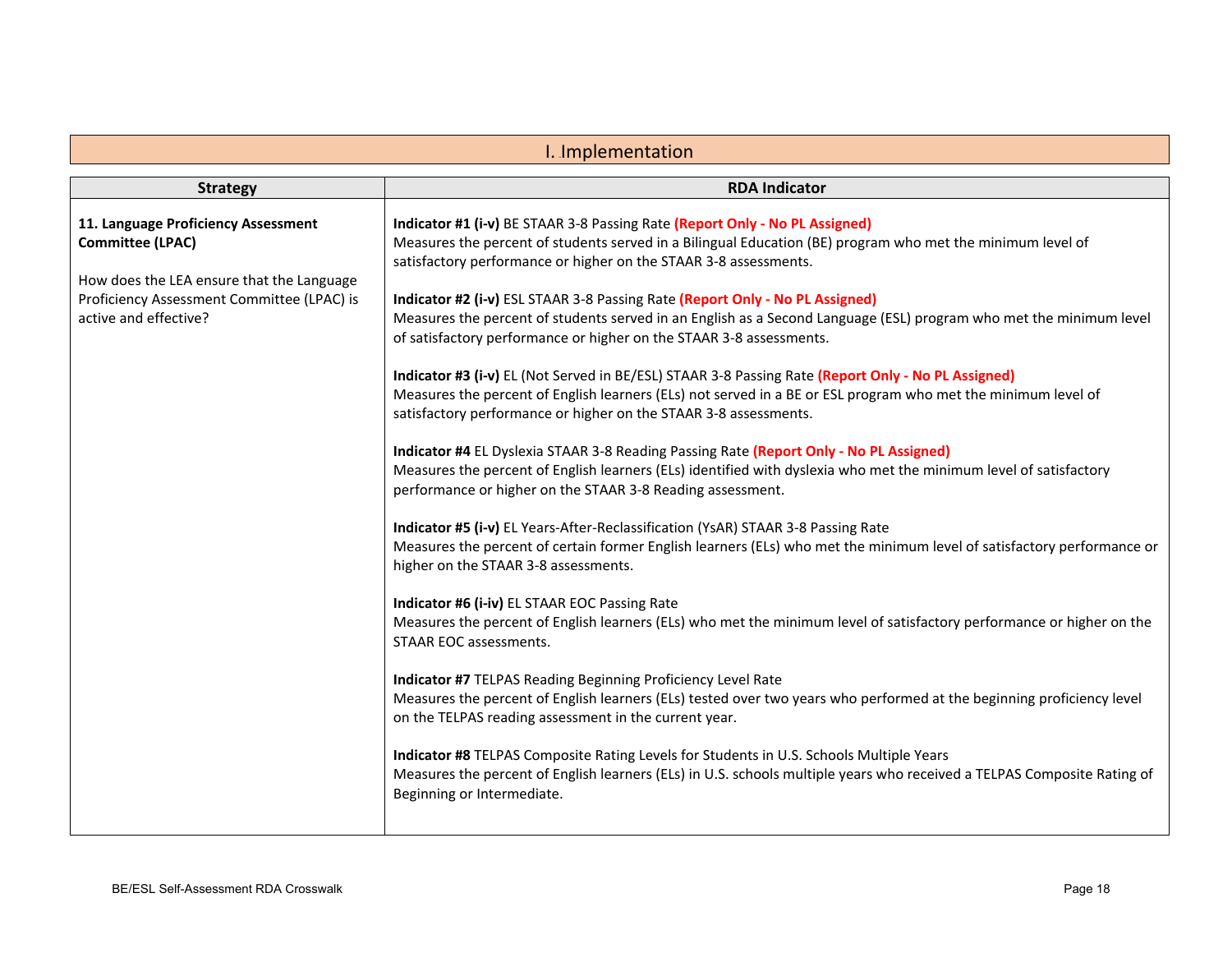## I. Implementation

| Strategy | RDA Indicator |
|---|---|
| **11. Language Proficiency Assessment Committee (LPAC)**<br><br>How does the LEA ensure that the Language Proficiency Assessment Committee (LPAC) is active and effective? | **Indicator #1 (i-v)** BE STAAR 3-8 Passing Rate **(Report Only - No PL Assigned)**<br>Measures the percent of students served in a Bilingual Education (BE) program who met the minimum level of satisfactory performance or higher on the STAAR 3-8 assessments.<br><br>**Indicator #2 (i-v)** ESL STAAR 3-8 Passing Rate **(Report Only - No PL Assigned)**<br>Measures the percent of students served in an English as a Second Language (ESL) program who met the minimum level of satisfactory performance or higher on the STAAR 3-8 assessments.<br><br>**Indicator #3 (i-v)** EL (Not Served in BE/ESL) STAAR 3-8 Passing Rate **(Report Only - No PL Assigned)**<br>Measures the percent of English learners (ELs) not served in a BE or ESL program who met the minimum level of satisfactory performance or higher on the STAAR 3-8 assessments.<br><br>**Indicator #4** EL Dyslexia STAAR 3-8 Reading Passing Rate **(Report Only - No PL Assigned)**<br>Measures the percent of English learners (ELs) identified with dyslexia who met the minimum level of satisfactory performance or higher on the STAAR 3-8 Reading assessment.<br><br>**Indicator #5 (i-v)** EL Years-After-Reclassification (YsAR) STAAR 3-8 Passing Rate<br>Measures the percent of certain former English learners (ELs) who met the minimum level of satisfactory performance or higher on the STAAR 3-8 assessments.<br><br>**Indicator #6 (i-iv)** EL STAAR EOC Passing Rate<br>Measures the percent of English learners (ELs) who met the minimum level of satisfactory performance or higher on the STAAR EOC assessments.<br><br>**Indicator #7** TELPAS Reading Beginning Proficiency Level Rate<br>Measures the percent of English learners (ELs) tested over two years who performed at the beginning proficiency level on the TELPAS reading assessment in the current year.<br><br>**Indicator #8** TELPAS Composite Rating Levels for Students in U.S. Schools Multiple Years<br>Measures the percent of English learners (ELs) in U.S. schools multiple years who received a TELPAS Composite Rating of Beginning or Intermediate. |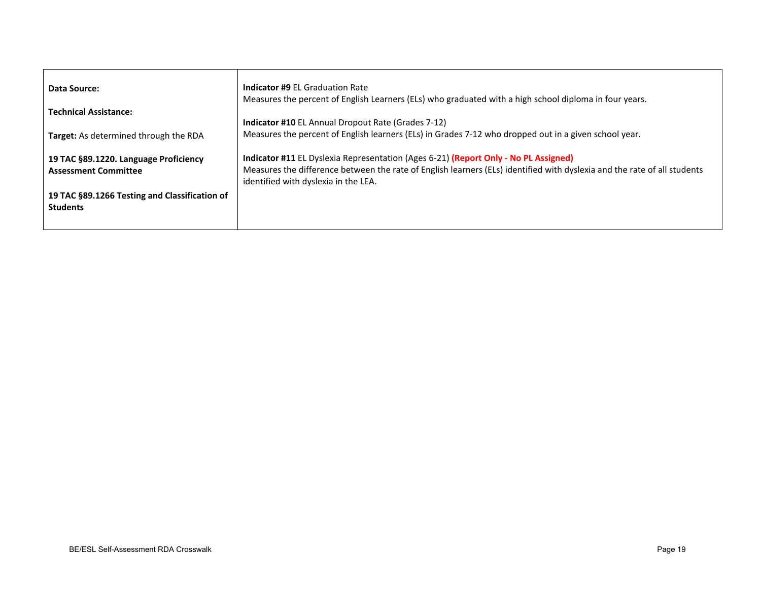| | |
|---|---|
| **Data Source:**<br><br>**Technical Assistance:**<br><br>**Target:** As determined through the RDA<br><br>**19 TAC §89.1220. Language Proficiency Assessment Committee**<br><br>**19 TAC §89.1266 Testing and Classification of Students** | **Indicator #9** EL Graduation Rate<br>Measures the percent of English Learners (ELs) who graduated with a high school diploma in four years.<br><br>**Indicator #10** EL Annual Dropout Rate (Grades 7-12)<br>Measures the percent of English learners (ELs) in Grades 7-12 who dropped out in a given school year.<br><br>**Indicator #11** EL Dyslexia Representation (Ages 6-21) **(Report Only - No PL Assigned)**<br>Measures the difference between the rate of English learners (ELs) identified with dyslexia and the rate of all students identified with dyslexia in the LEA. |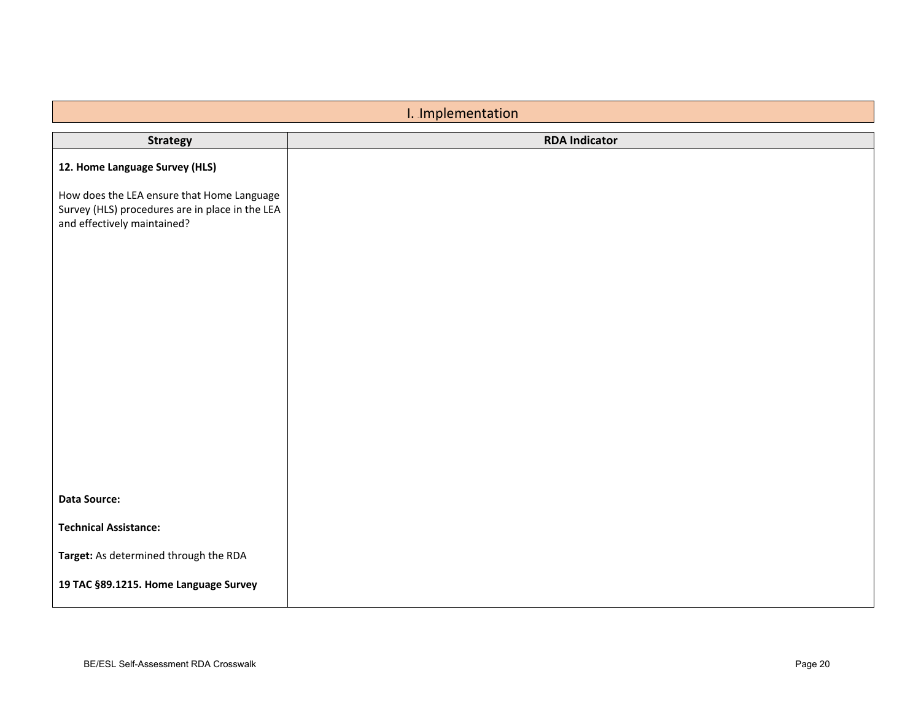## I. Implementation

| Strategy | RDA Indicator |
|---|---|
| **12. Home Language Survey (HLS)**<br><br>How does the LEA ensure that Home Language Survey (HLS) procedures are in place in the LEA and effectively maintained?<br><br>**Data Source:**<br><br>**Technical Assistance:**<br><br>**Target:** As determined through the RDA<br><br>**19 TAC §89.1215. Home Language Survey** | |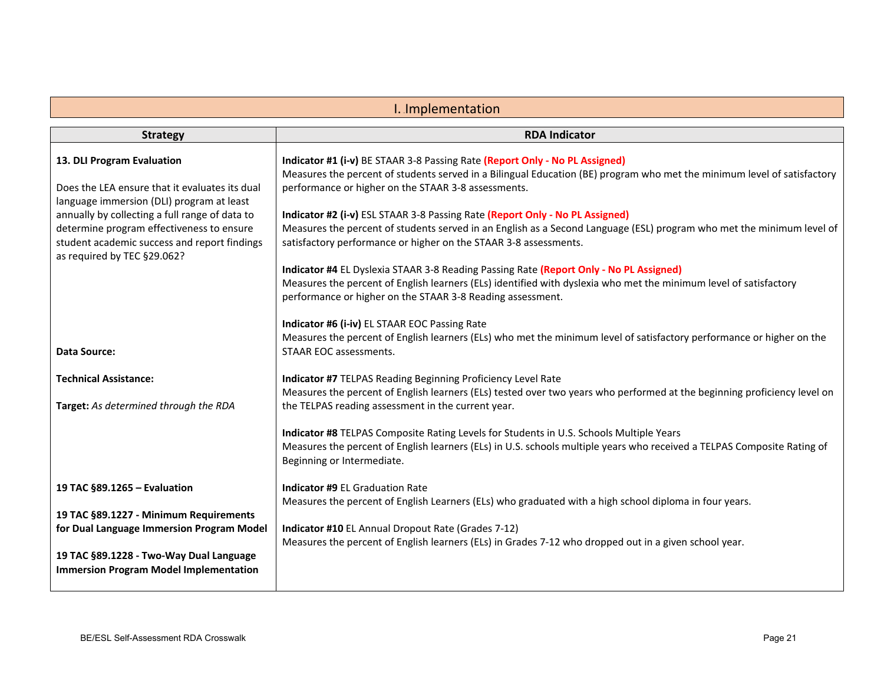## I. Implementation

| Strategy | RDA Indicator |
|---|---|
| **13. DLI Program Evaluation**<br><br>Does the LEA ensure that it evaluates its dual language immersion (DLI) program at least annually by collecting a full range of data to determine program effectiveness to ensure student academic success and report findings as required by TEC §29.062?<br><br>**Data Source:**<br><br>**Technical Assistance:**<br><br>**Target:** *As determined through the RDA*<br><br>**19 TAC §89.1265 – Evaluation**<br><br>**19 TAC §89.1227 - Minimum Requirements for Dual Language Immersion Program Model**<br><br>**19 TAC §89.1228 - Two-Way Dual Language Immersion Program Model Implementation** | **Indicator #1 (i-v)** BE STAAR 3-8 Passing Rate **(Report Only - No PL Assigned)**<br>Measures the percent of students served in a Bilingual Education (BE) program who met the minimum level of satisfactory performance or higher on the STAAR 3-8 assessments.<br><br>**Indicator #2 (i-v)** ESL STAAR 3-8 Passing Rate **(Report Only - No PL Assigned)**<br>Measures the percent of students served in an English as a Second Language (ESL) program who met the minimum level of satisfactory performance or higher on the STAAR 3-8 assessments.<br><br>**Indicator #4** EL Dyslexia STAAR 3-8 Reading Passing Rate **(Report Only - No PL Assigned)**<br>Measures the percent of English learners (ELs) identified with dyslexia who met the minimum level of satisfactory performance or higher on the STAAR 3-8 Reading assessment.<br><br>**Indicator #6 (i-iv)** EL STAAR EOC Passing Rate<br>Measures the percent of English learners (ELs) who met the minimum level of satisfactory performance or higher on the STAAR EOC assessments.<br><br>**Indicator #7** TELPAS Reading Beginning Proficiency Level Rate<br>Measures the percent of English learners (ELs) tested over two years who performed at the beginning proficiency level on the TELPAS reading assessment in the current year.<br><br>**Indicator #8** TELPAS Composite Rating Levels for Students in U.S. Schools Multiple Years<br>Measures the percent of English learners (ELs) in U.S. schools multiple years who received a TELPAS Composite Rating of Beginning or Intermediate.<br><br>**Indicator #9** EL Graduation Rate<br>Measures the percent of English Learners (ELs) who graduated with a high school diploma in four years.<br><br>**Indicator #10** EL Annual Dropout Rate (Grades 7-12)<br>Measures the percent of English learners (ELs) in Grades 7-12 who dropped out in a given school year. |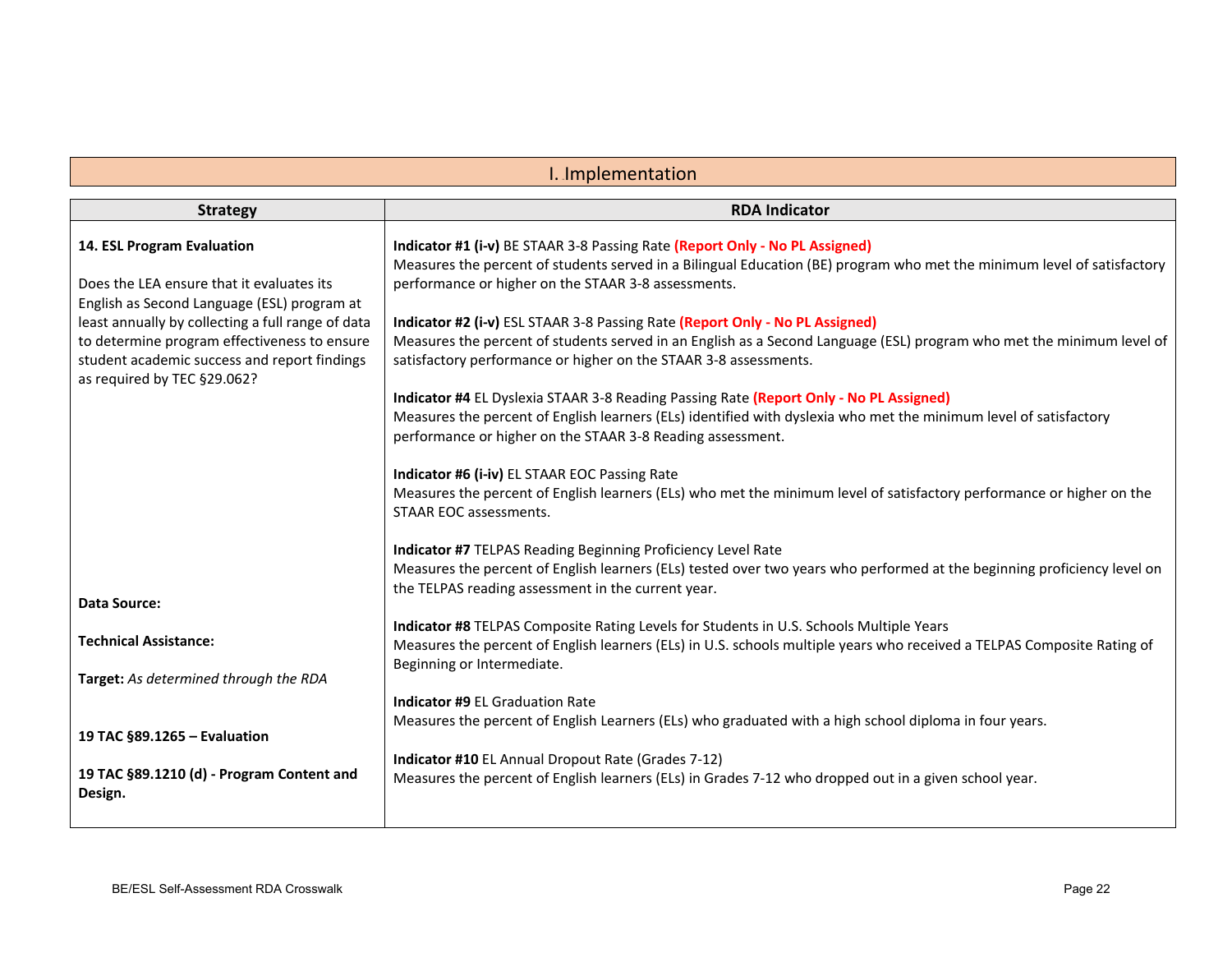## I. Implementation

| Strategy | RDA Indicator |
|---|---|
| **14. ESL Program Evaluation**<br><br>Does the LEA ensure that it evaluates its English as Second Language (ESL) program at least annually by collecting a full range of data to determine program effectiveness to ensure student academic success and report findings as required by TEC §29.062?<br><br>**Data Source:**<br><br>**Technical Assistance:**<br><br>**Target:** *As determined through the RDA*<br><br>**19 TAC §89.1265 – Evaluation**<br><br>**19 TAC §89.1210 (d) - Program Content and Design.** | **Indicator #1 (i-v)** BE STAAR 3-8 Passing Rate **(Report Only - No PL Assigned)**<br>Measures the percent of students served in a Bilingual Education (BE) program who met the minimum level of satisfactory performance or higher on the STAAR 3-8 assessments.<br><br>**Indicator #2 (i-v)** ESL STAAR 3-8 Passing Rate **(Report Only - No PL Assigned)**<br>Measures the percent of students served in an English as a Second Language (ESL) program who met the minimum level of satisfactory performance or higher on the STAAR 3-8 assessments.<br><br>**Indicator #4** EL Dyslexia STAAR 3-8 Reading Passing Rate **(Report Only - No PL Assigned)**<br>Measures the percent of English learners (ELs) identified with dyslexia who met the minimum level of satisfactory performance or higher on the STAAR 3-8 Reading assessment.<br><br>**Indicator #6 (i-iv)** EL STAAR EOC Passing Rate<br>Measures the percent of English learners (ELs) who met the minimum level of satisfactory performance or higher on the STAAR EOC assessments.<br><br>**Indicator #7** TELPAS Reading Beginning Proficiency Level Rate<br>Measures the percent of English learners (ELs) tested over two years who performed at the beginning proficiency level on the TELPAS reading assessment in the current year.<br><br>**Indicator #8** TELPAS Composite Rating Levels for Students in U.S. Schools Multiple Years<br>Measures the percent of English learners (ELs) in U.S. schools multiple years who received a TELPAS Composite Rating of Beginning or Intermediate.<br><br>**Indicator #9** EL Graduation Rate<br>Measures the percent of English Learners (ELs) who graduated with a high school diploma in four years.<br><br>**Indicator #10** EL Annual Dropout Rate (Grades 7-12)<br>Measures the percent of English learners (ELs) in Grades 7-12 who dropped out in a given school year. |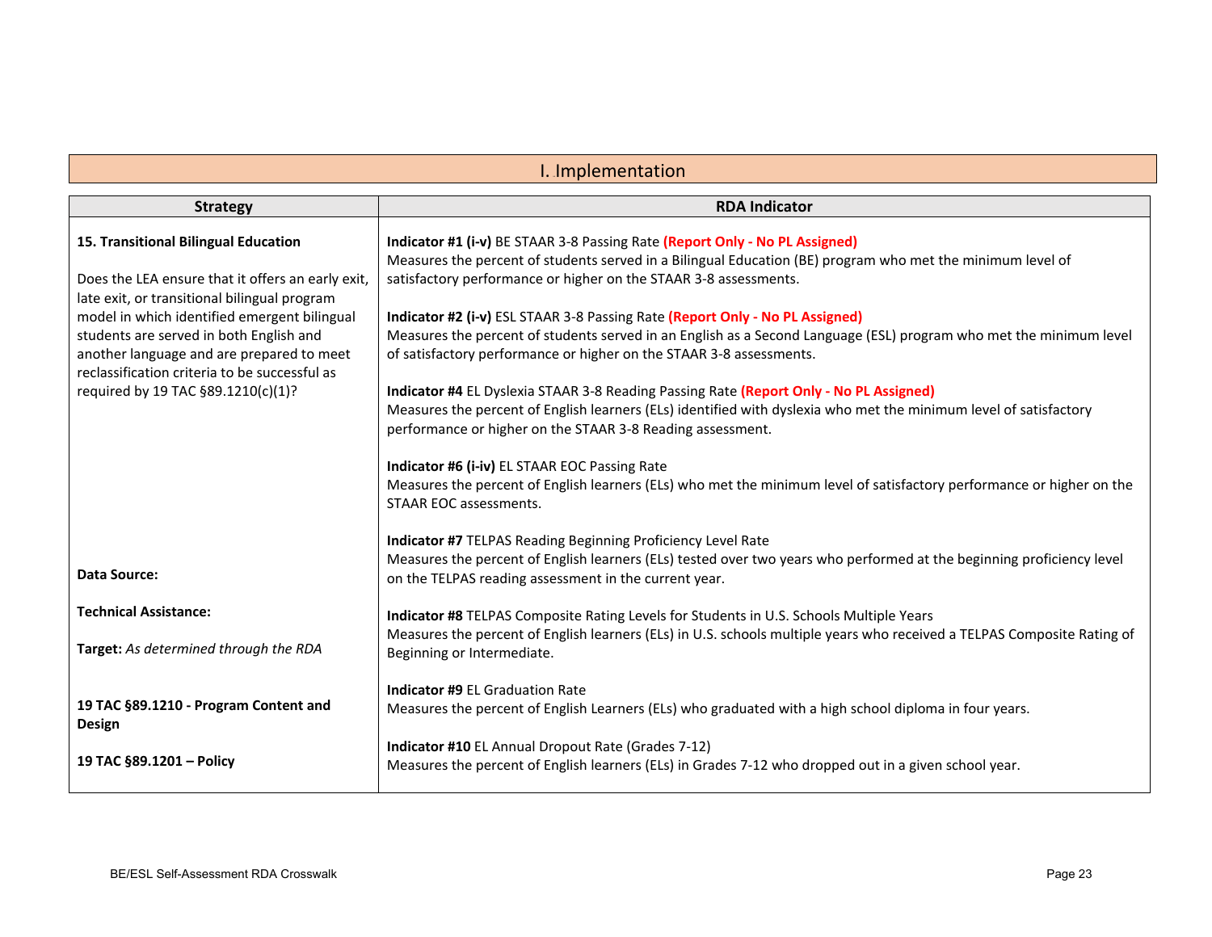## I. Implementation

| Strategy | RDA Indicator |
|---|---|
| **15. Transitional Bilingual Education**<br><br>Does the LEA ensure that it offers an early exit, late exit, or transitional bilingual program model in which identified emergent bilingual students are served in both English and another language and are prepared to meet reclassification criteria to be successful as required by 19 TAC §89.1210(c)(1)?<br><br>**Data Source:**<br><br>**Technical Assistance:**<br><br>**Target:** *As determined through the RDA*<br><br>**19 TAC §89.1210 - Program Content and Design**<br><br>**19 TAC §89.1201 – Policy** | **Indicator #1 (i-v)** BE STAAR 3-8 Passing Rate **(Report Only - No PL Assigned)**<br>Measures the percent of students served in a Bilingual Education (BE) program who met the minimum level of satisfactory performance or higher on the STAAR 3-8 assessments.<br><br>**Indicator #2 (i-v)** ESL STAAR 3-8 Passing Rate **(Report Only - No PL Assigned)**<br>Measures the percent of students served in an English as a Second Language (ESL) program who met the minimum level of satisfactory performance or higher on the STAAR 3-8 assessments.<br><br>**Indicator #4** EL Dyslexia STAAR 3-8 Reading Passing Rate **(Report Only - No PL Assigned)**<br>Measures the percent of English learners (ELs) identified with dyslexia who met the minimum level of satisfactory performance or higher on the STAAR 3-8 Reading assessment.<br><br>**Indicator #6 (i-iv)** EL STAAR EOC Passing Rate<br>Measures the percent of English learners (ELs) who met the minimum level of satisfactory performance or higher on the STAAR EOC assessments.<br><br>**Indicator #7** TELPAS Reading Beginning Proficiency Level Rate<br>Measures the percent of English learners (ELs) tested over two years who performed at the beginning proficiency level on the TELPAS reading assessment in the current year.<br><br>**Indicator #8** TELPAS Composite Rating Levels for Students in U.S. Schools Multiple Years<br>Measures the percent of English learners (ELs) in U.S. schools multiple years who received a TELPAS Composite Rating of Beginning or Intermediate.<br><br>**Indicator #9** EL Graduation Rate<br>Measures the percent of English Learners (ELs) who graduated with a high school diploma in four years.<br><br>**Indicator #10** EL Annual Dropout Rate (Grades 7-12)<br>Measures the percent of English learners (ELs) in Grades 7-12 who dropped out in a given school year. |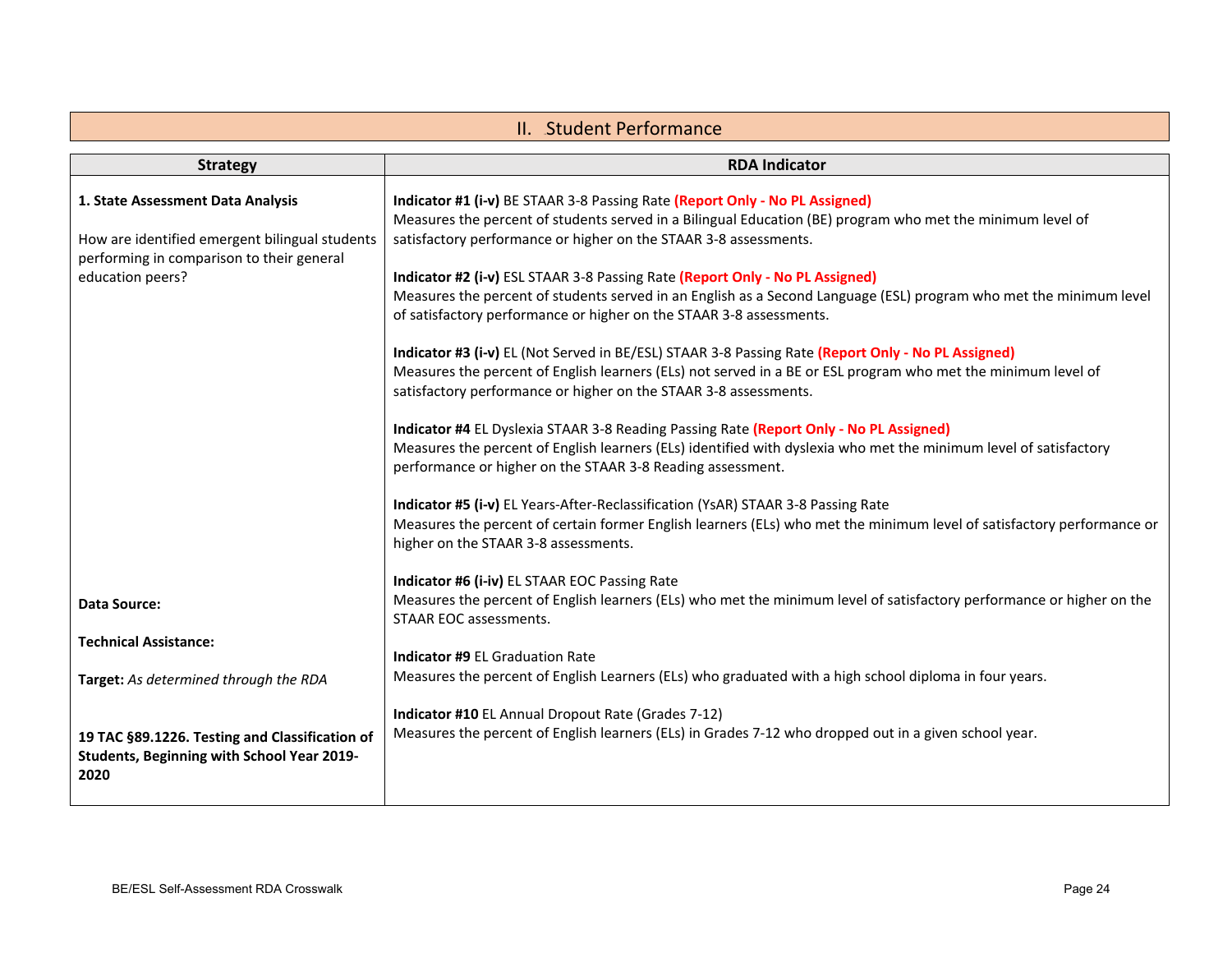## II. Student Performance

| Strategy | RDA Indicator |
|---|---|
| **1. State Assessment Data Analysis**<br><br>How are identified emergent bilingual students performing in comparison to their general education peers?<br><br>**Data Source:**<br><br>**Technical Assistance:**<br><br>**Target:** *As determined through the RDA*<br><br>**19 TAC §89.1226. Testing and Classification of Students, Beginning with School Year 2019-2020** | **Indicator #1 (i-v)** BE STAAR 3-8 Passing Rate **(Report Only - No PL Assigned)**<br>Measures the percent of students served in a Bilingual Education (BE) program who met the minimum level of satisfactory performance or higher on the STAAR 3-8 assessments.<br><br>**Indicator #2 (i-v)** ESL STAAR 3-8 Passing Rate **(Report Only - No PL Assigned)**<br>Measures the percent of students served in an English as a Second Language (ESL) program who met the minimum level of satisfactory performance or higher on the STAAR 3-8 assessments.<br><br>**Indicator #3 (i-v)** EL (Not Served in BE/ESL) STAAR 3-8 Passing Rate **(Report Only - No PL Assigned)**<br>Measures the percent of English learners (ELs) not served in a BE or ESL program who met the minimum level of satisfactory performance or higher on the STAAR 3-8 assessments.<br><br>**Indicator #4** EL Dyslexia STAAR 3-8 Reading Passing Rate **(Report Only - No PL Assigned)**<br>Measures the percent of English learners (ELs) identified with dyslexia who met the minimum level of satisfactory performance or higher on the STAAR 3-8 Reading assessment.<br><br>**Indicator #5 (i-v)** EL Years-After-Reclassification (YsAR) STAAR 3-8 Passing Rate<br>Measures the percent of certain former English learners (ELs) who met the minimum level of satisfactory performance or higher on the STAAR 3-8 assessments.<br><br>**Indicator #6 (i-iv)** EL STAAR EOC Passing Rate<br>Measures the percent of English learners (ELs) who met the minimum level of satisfactory performance or higher on the STAAR EOC assessments.<br><br>**Indicator #9** EL Graduation Rate<br>Measures the percent of English Learners (ELs) who graduated with a high school diploma in four years.<br><br>**Indicator #10** EL Annual Dropout Rate (Grades 7-12)<br>Measures the percent of English learners (ELs) in Grades 7-12 who dropped out in a given school year. |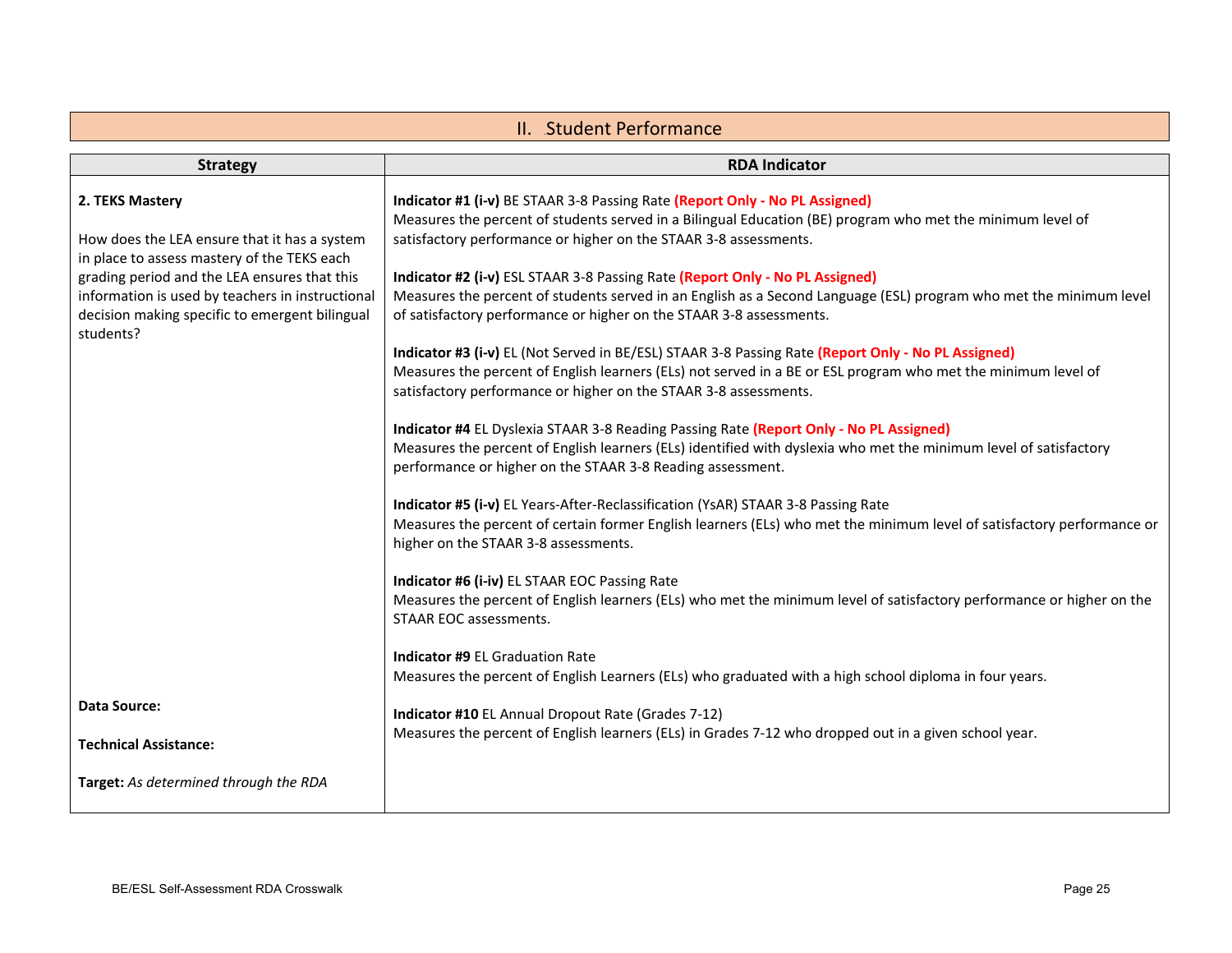## II. Student Performance

| Strategy | RDA Indicator |
| --- | --- |
| **2. TEKS Mastery**<br><br>How does the LEA ensure that it has a system in place to assess mastery of the TEKS each grading period and the LEA ensures that this information is used by teachers in instructional decision making specific to emergent bilingual students?<br><br>**Data Source:**<br><br>**Technical Assistance:**<br><br>**Target:** *As determined through the RDA* | **Indicator #1 (i-v)** BE STAAR 3-8 Passing Rate **(Report Only - No PL Assigned)**<br>Measures the percent of students served in a Bilingual Education (BE) program who met the minimum level of satisfactory performance or higher on the STAAR 3-8 assessments.<br><br>**Indicator #2 (i-v)** ESL STAAR 3-8 Passing Rate **(Report Only - No PL Assigned)**<br>Measures the percent of students served in an English as a Second Language (ESL) program who met the minimum level of satisfactory performance or higher on the STAAR 3-8 assessments.<br><br>**Indicator #3 (i-v)** EL (Not Served in BE/ESL) STAAR 3-8 Passing Rate **(Report Only - No PL Assigned)**<br>Measures the percent of English learners (ELs) not served in a BE or ESL program who met the minimum level of satisfactory performance or higher on the STAAR 3-8 assessments.<br><br>**Indicator #4** EL Dyslexia STAAR 3-8 Reading Passing Rate **(Report Only - No PL Assigned)**<br>Measures the percent of English learners (ELs) identified with dyslexia who met the minimum level of satisfactory performance or higher on the STAAR 3-8 Reading assessment.<br><br>**Indicator #5 (i-v)** EL Years-After-Reclassification (YsAR) STAAR 3-8 Passing Rate<br>Measures the percent of certain former English learners (ELs) who met the minimum level of satisfactory performance or higher on the STAAR 3-8 assessments.<br><br>**Indicator #6 (i-iv)** EL STAAR EOC Passing Rate<br>Measures the percent of English learners (ELs) who met the minimum level of satisfactory performance or higher on the STAAR EOC assessments.<br><br>**Indicator #9** EL Graduation Rate<br>Measures the percent of English Learners (ELs) who graduated with a high school diploma in four years.<br><br>**Indicator #10** EL Annual Dropout Rate (Grades 7-12)<br>Measures the percent of English learners (ELs) in Grades 7-12 who dropped out in a given school year. |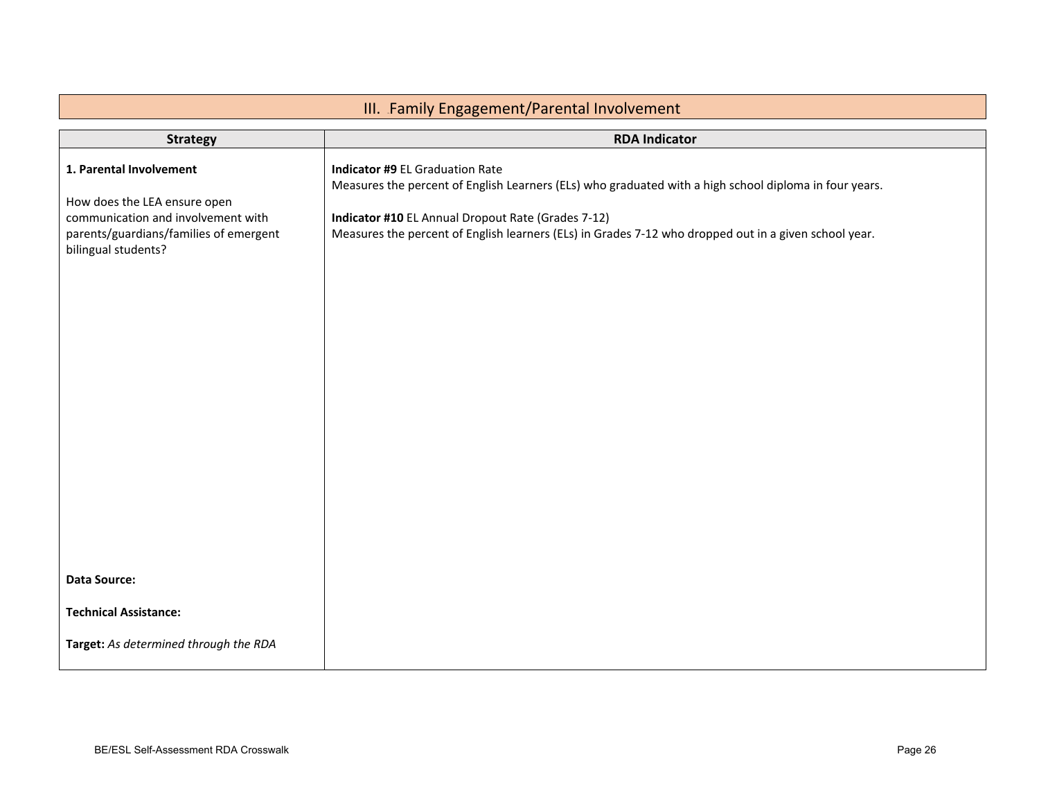## III. Family Engagement/Parental Involvement

| Strategy | RDA Indicator |
|---|---|
| **1. Parental Involvement**<br><br>How does the LEA ensure open communication and involvement with parents/guardians/families of emergent bilingual students?<br><br>**Data Source:**<br><br>**Technical Assistance:**<br><br>**Target:** *As determined through the RDA* | **Indicator #9** EL Graduation Rate<br>Measures the percent of English Learners (ELs) who graduated with a high school diploma in four years.<br><br>**Indicator #10** EL Annual Dropout Rate (Grades 7-12)<br>Measures the percent of English learners (ELs) in Grades 7-12 who dropped out in a given school year. |